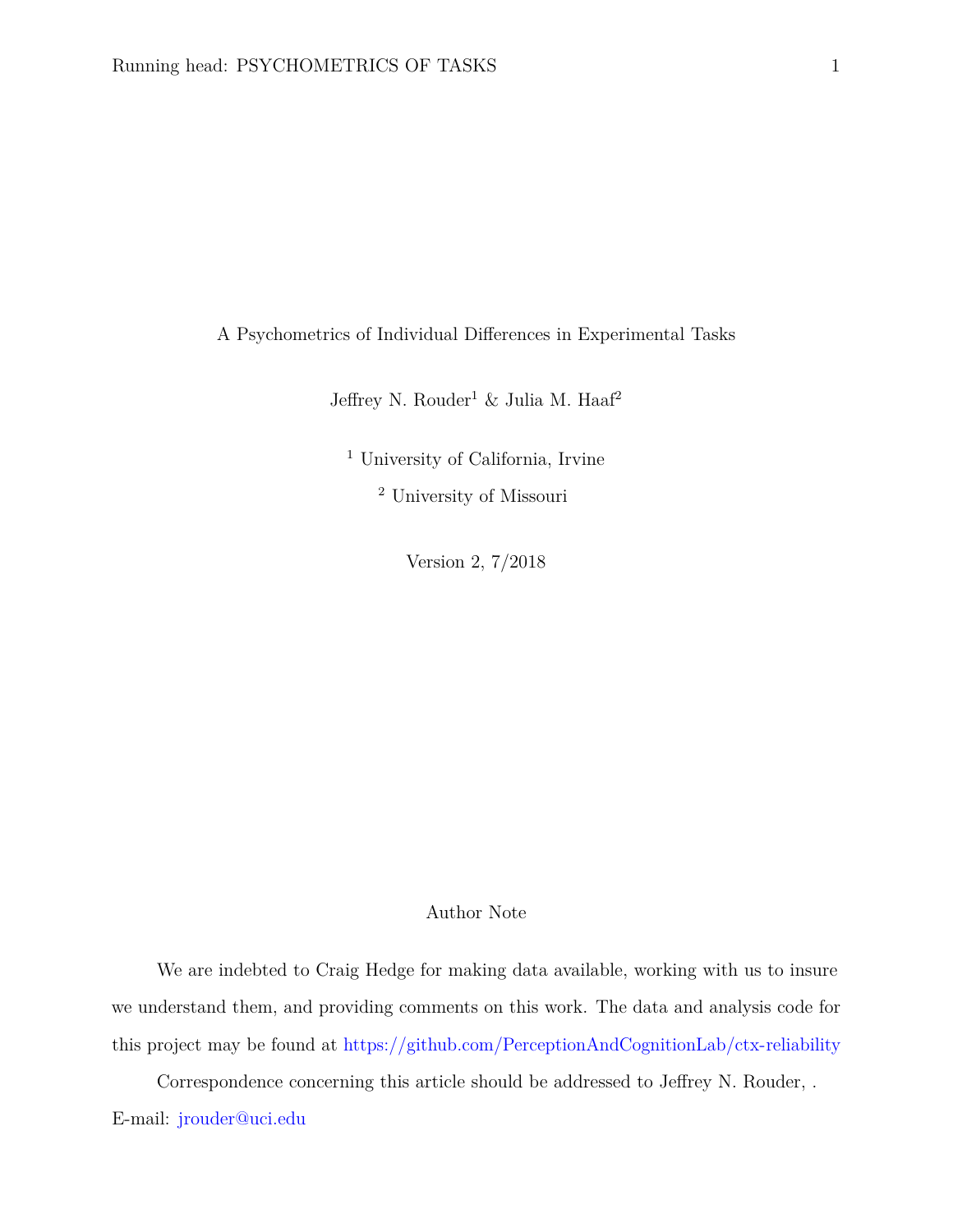# A Psychometrics of Individual Differences in Experimental Tasks

Jeffrey N. Rouder[1] & Julia M. Haaf[2]

[1] University of California, Irvine

[2] University of Missouri

Version 2, 7/2018

## Author Note

We are indebted to Craig Hedge for making data available, working with us to insure we understand them, and providing comments on this work. The data and analysis code for this project may be found at https://github.com/PerceptionAndCognitionLab/ctx-reliability

Correspondence concerning this article should be addressed to Jeffrey N. Rouder, . E-mail: jrouder@uci.edu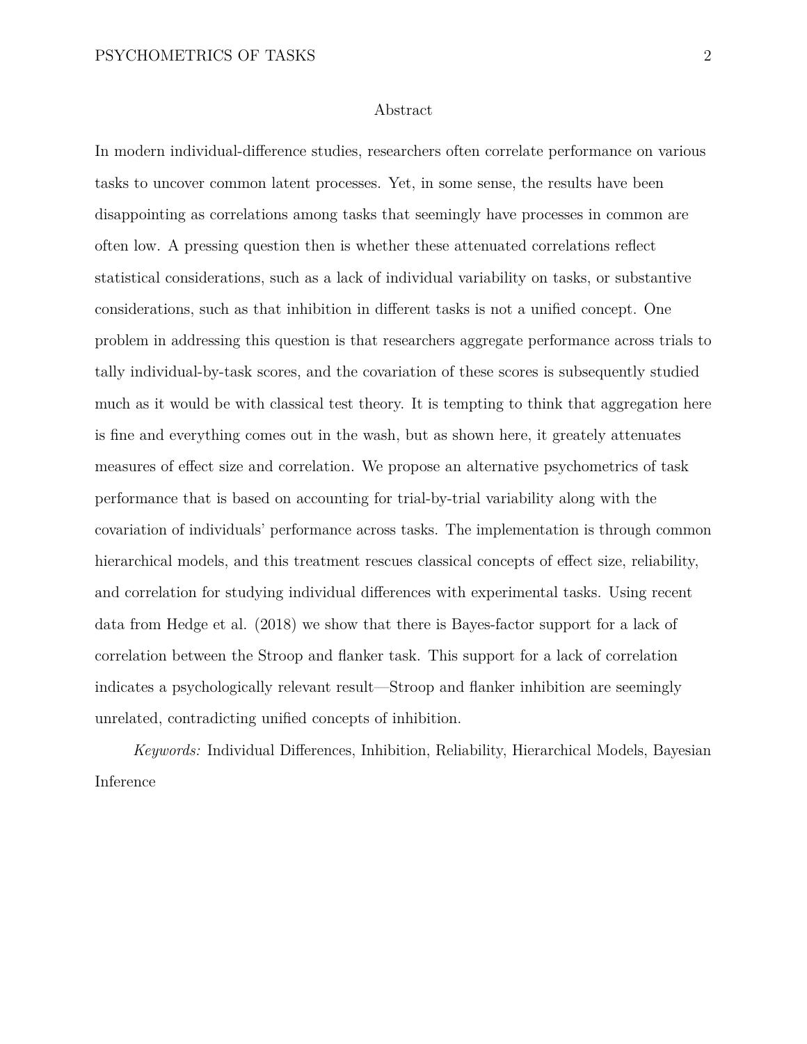# Abstract

In modern individual-difference studies, researchers often correlate performance on various tasks to uncover common latent processes. Yet, in some sense, the results have been disappointing as correlations among tasks that seemingly have processes in common are often low. A pressing question then is whether these attenuated correlations reflect statistical considerations, such as a lack of individual variability on tasks, or substantive considerations, such as that inhibition in different tasks is not a unified concept. One problem in addressing this question is that researchers aggregate performance across trials to tally individual-by-task scores, and the covariation of these scores is subsequently studied much as it would be with classical test theory. It is tempting to think that aggregation here is fine and everything comes out in the wash, but as shown here, it greately attenuates measures of effect size and correlation. We propose an alternative psychometrics of task performance that is based on accounting for trial-by-trial variability along with the covariation of individuals' performance across tasks. The implementation is through common hierarchical models, and this treatment rescues classical concepts of effect size, reliability, and correlation for studying individual differences with experimental tasks. Using recent data from Hedge et al. (2018) we show that there is Bayes-factor support for a lack of correlation between the Stroop and flanker task. This support for a lack of correlation indicates a psychologically relevant result—Stroop and flanker inhibition are seemingly unrelated, contradicting unified concepts of inhibition.

*Keywords:* Individual Differences, Inhibition, Reliability, Hierarchical Models, Bayesian Inference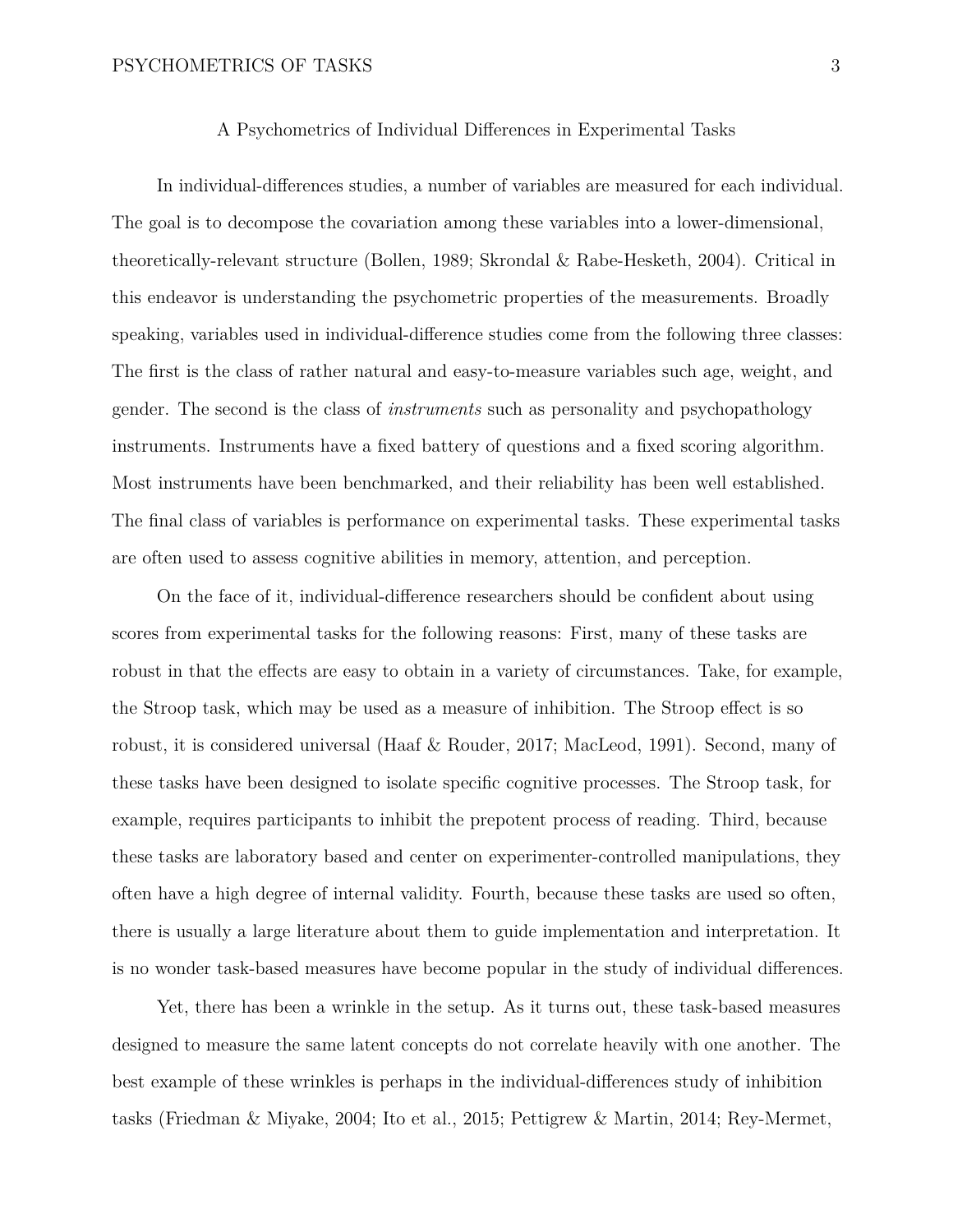# A Psychometrics of Individual Differences in Experimental Tasks

In individual-differences studies, a number of variables are measured for each individual. The goal is to decompose the covariation among these variables into a lower-dimensional, theoretically-relevant structure (Bollen, 1989; Skrondal & Rabe-Hesketh, 2004). Critical in this endeavor is understanding the psychometric properties of the measurements. Broadly speaking, variables used in individual-difference studies come from the following three classes: The first is the class of rather natural and easy-to-measure variables such age, weight, and gender. The second is the class of *instruments* such as personality and psychopathology instruments. Instruments have a fixed battery of questions and a fixed scoring algorithm. Most instruments have been benchmarked, and their reliability has been well established. The final class of variables is performance on experimental tasks. These experimental tasks are often used to assess cognitive abilities in memory, attention, and perception.

On the face of it, individual-difference researchers should be confident about using scores from experimental tasks for the following reasons: First, many of these tasks are robust in that the effects are easy to obtain in a variety of circumstances. Take, for example, the Stroop task, which may be used as a measure of inhibition. The Stroop effect is so robust, it is considered universal (Haaf & Rouder, 2017; MacLeod, 1991). Second, many of these tasks have been designed to isolate specific cognitive processes. The Stroop task, for example, requires participants to inhibit the prepotent process of reading. Third, because these tasks are laboratory based and center on experimenter-controlled manipulations, they often have a high degree of internal validity. Fourth, because these tasks are used so often, there is usually a large literature about them to guide implementation and interpretation. It is no wonder task-based measures have become popular in the study of individual differences.

Yet, there has been a wrinkle in the setup. As it turns out, these task-based measures designed to measure the same latent concepts do not correlate heavily with one another. The best example of these wrinkles is perhaps in the individual-differences study of inhibition tasks (Friedman & Miyake, 2004; Ito et al., 2015; Pettigrew & Martin, 2014; Rey-Mermet,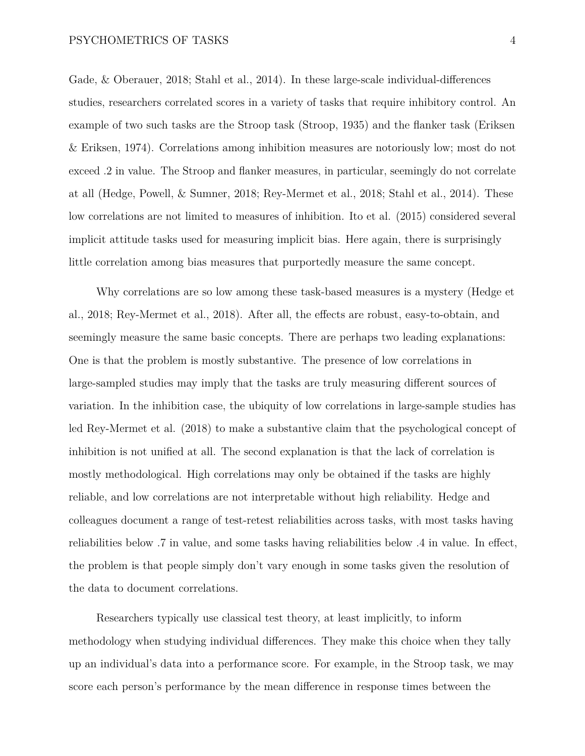Gade, & Oberauer, 2018; Stahl et al., 2014). In these large-scale individual-differences studies, researchers correlated scores in a variety of tasks that require inhibitory control. An example of two such tasks are the Stroop task (Stroop, 1935) and the flanker task (Eriksen & Eriksen, 1974). Correlations among inhibition measures are notoriously low; most do not exceed .2 in value. The Stroop and flanker measures, in particular, seemingly do not correlate at all (Hedge, Powell, & Sumner, 2018; Rey-Mermet et al., 2018; Stahl et al., 2014). These low correlations are not limited to measures of inhibition. Ito et al. (2015) considered several implicit attitude tasks used for measuring implicit bias. Here again, there is surprisingly little correlation among bias measures that purportedly measure the same concept.

Why correlations are so low among these task-based measures is a mystery (Hedge et al., 2018; Rey-Mermet et al., 2018). After all, the effects are robust, easy-to-obtain, and seemingly measure the same basic concepts. There are perhaps two leading explanations: One is that the problem is mostly substantive. The presence of low correlations in large-sampled studies may imply that the tasks are truly measuring different sources of variation. In the inhibition case, the ubiquity of low correlations in large-sample studies has led Rey-Mermet et al. (2018) to make a substantive claim that the psychological concept of inhibition is not unified at all. The second explanation is that the lack of correlation is mostly methodological. High correlations may only be obtained if the tasks are highly reliable, and low correlations are not interpretable without high reliability. Hedge and colleagues document a range of test-retest reliabilities across tasks, with most tasks having reliabilities below .7 in value, and some tasks having reliabilities below .4 in value. In effect, the problem is that people simply don't vary enough in some tasks given the resolution of the data to document correlations.

Researchers typically use classical test theory, at least implicitly, to inform methodology when studying individual differences. They make this choice when they tally up an individual's data into a performance score. For example, in the Stroop task, we may score each person's performance by the mean difference in response times between the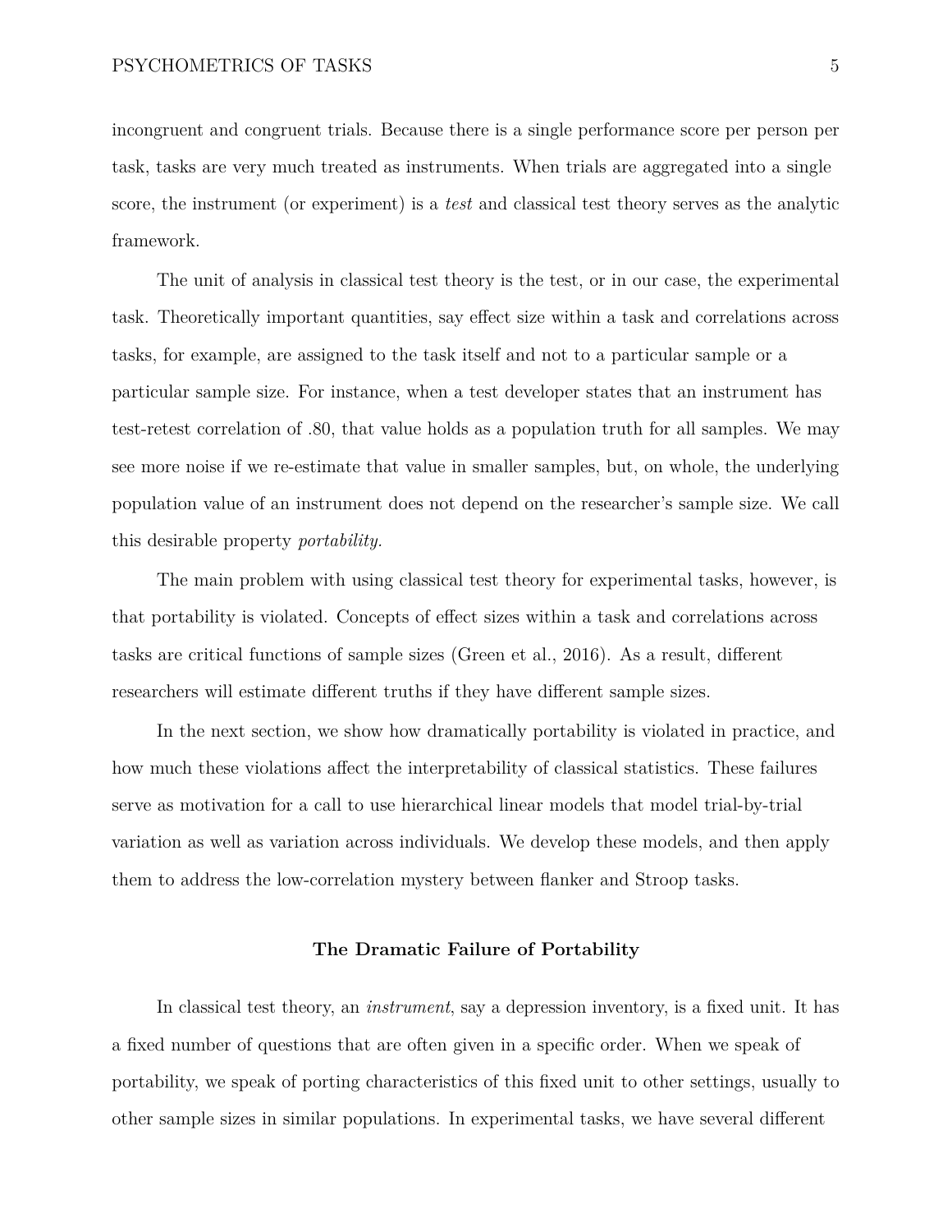incongruent and congruent trials. Because there is a single performance score per person per task, tasks are very much treated as instruments. When trials are aggregated into a single score, the instrument (or experiment) is a *test* and classical test theory serves as the analytic framework.

The unit of analysis in classical test theory is the test, or in our case, the experimental task. Theoretically important quantities, say effect size within a task and correlations across tasks, for example, are assigned to the task itself and not to a particular sample or a particular sample size. For instance, when a test developer states that an instrument has test-retest correlation of .80, that value holds as a population truth for all samples. We may see more noise if we re-estimate that value in smaller samples, but, on whole, the underlying population value of an instrument does not depend on the researcher's sample size. We call this desirable property *portability.*

The main problem with using classical test theory for experimental tasks, however, is that portability is violated. Concepts of effect sizes within a task and correlations across tasks are critical functions of sample sizes (Green et al., 2016). As a result, different researchers will estimate different truths if they have different sample sizes.

In the next section, we show how dramatically portability is violated in practice, and how much these violations affect the interpretability of classical statistics. These failures serve as motivation for a call to use hierarchical linear models that model trial-by-trial variation as well as variation across individuals. We develop these models, and then apply them to address the low-correlation mystery between flanker and Stroop tasks.

## The Dramatic Failure of Portability

In classical test theory, an *instrument*, say a depression inventory, is a fixed unit. It has a fixed number of questions that are often given in a specific order. When we speak of portability, we speak of porting characteristics of this fixed unit to other settings, usually to other sample sizes in similar populations. In experimental tasks, we have several different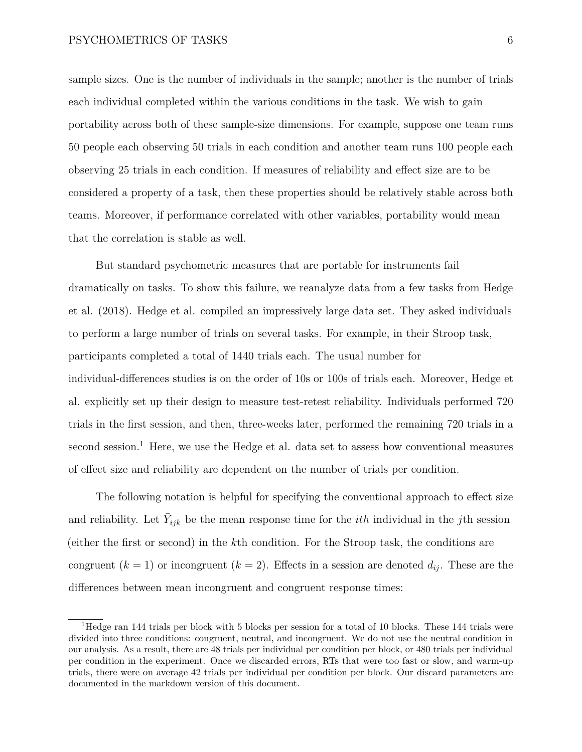sample sizes. One is the number of individuals in the sample; another is the number of trials each individual completed within the various conditions in the task. We wish to gain portability across both of these sample-size dimensions. For example, suppose one team runs 50 people each observing 50 trials in each condition and another team runs 100 people each observing 25 trials in each condition. If measures of reliability and effect size are to be considered a property of a task, then these properties should be relatively stable across both teams. Moreover, if performance correlated with other variables, portability would mean that the correlation is stable as well.

But standard psychometric measures that are portable for instruments fail dramatically on tasks. To show this failure, we reanalyze data from a few tasks from Hedge et al. (2018). Hedge et al. compiled an impressively large data set. They asked individuals to perform a large number of trials on several tasks. For example, in their Stroop task, participants completed a total of 1440 trials each. The usual number for individual-differences studies is on the order of 10s or 100s of trials each. Moreover, Hedge et al. explicitly set up their design to measure test-retest reliability. Individuals performed 720 trials in the first session, and then, three-weeks later, performed the remaining 720 trials in a second session.[1] Here, we use the Hedge et al. data set to assess how conventional measures of effect size and reliability are dependent on the number of trials per condition.

The following notation is helpful for specifying the conventional approach to effect size and reliability. Let $\bar{Y}_{ijk}$ be the mean response time for the *ith* individual in the $j$th session (either the first or second) in the $k$th condition. For the Stroop task, the conditions are congruent ($k = 1$) or incongruent ($k = 2$). Effects in a session are denoted $d_{ij}$. These are the differences between mean incongruent and congruent response times:

[1] Hedge ran 144 trials per block with 5 blocks per session for a total of 10 blocks. These 144 trials were divided into three conditions: congruent, neutral, and incongruent. We do not use the neutral condition in our analysis. As a result, there are 48 trials per individual per condition per block, or 480 trials per individual per condition in the experiment. Once we discarded errors, RTs that were too fast or slow, and warm-up trials, there were on average 42 trials per individual per condition per block. Our discard parameters are documented in the markdown version of this document.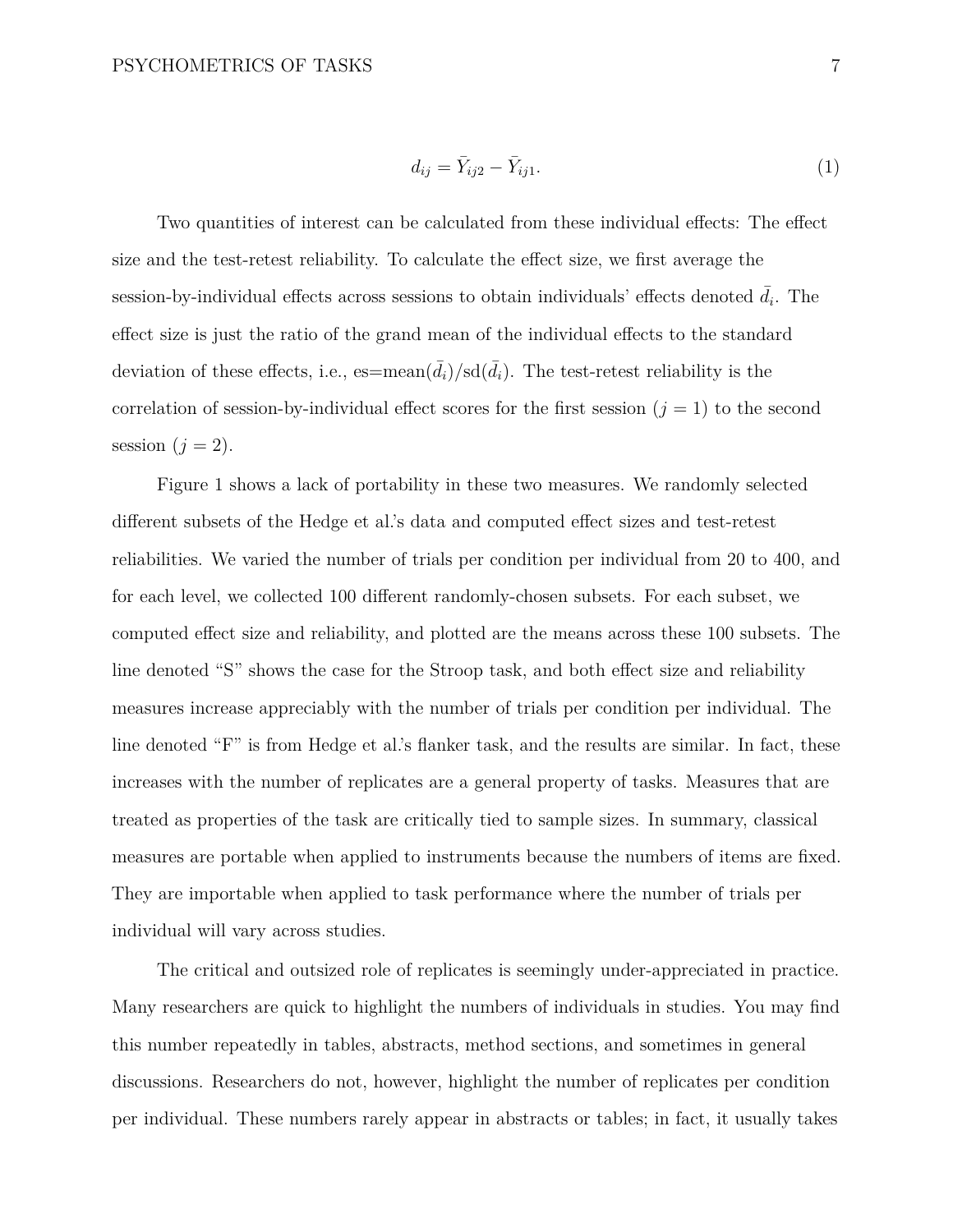$$d_{ij} = \bar{Y}_{ij2} - \bar{Y}_{ij1}. \tag{1}$$

Two quantities of interest can be calculated from these individual effects: The effect size and the test-retest reliability. To calculate the effect size, we first average the session-by-individual effects across sessions to obtain individuals' effects denoted $\bar{d}_i$. The effect size is just the ratio of the grand mean of the individual effects to the standard deviation of these effects, i.e., es=mean$(\bar{d}_i)$/sd$(\bar{d}_i)$. The test-retest reliability is the correlation of session-by-individual effect scores for the first session ($j = 1$) to the second session ($j = 2$).

Figure 1 shows a lack of portability in these two measures. We randomly selected different subsets of the Hedge et al.'s data and computed effect sizes and test-retest reliabilities. We varied the number of trials per condition per individual from 20 to 400, and for each level, we collected 100 different randomly-chosen subsets. For each subset, we computed effect size and reliability, and plotted are the means across these 100 subsets. The line denoted "S" shows the case for the Stroop task, and both effect size and reliability measures increase appreciably with the number of trials per condition per individual. The line denoted "F" is from Hedge et al.'s flanker task, and the results are similar. In fact, these increases with the number of replicates are a general property of tasks. Measures that are treated as properties of the task are critically tied to sample sizes. In summary, classical measures are portable when applied to instruments because the numbers of items are fixed. They are importable when applied to task performance where the number of trials per individual will vary across studies.

The critical and outsized role of replicates is seemingly under-appreciated in practice. Many researchers are quick to highlight the numbers of individuals in studies. You may find this number repeatedly in tables, abstracts, method sections, and sometimes in general discussions. Researchers do not, however, highlight the number of replicates per condition per individual. These numbers rarely appear in abstracts or tables; in fact, it usually takes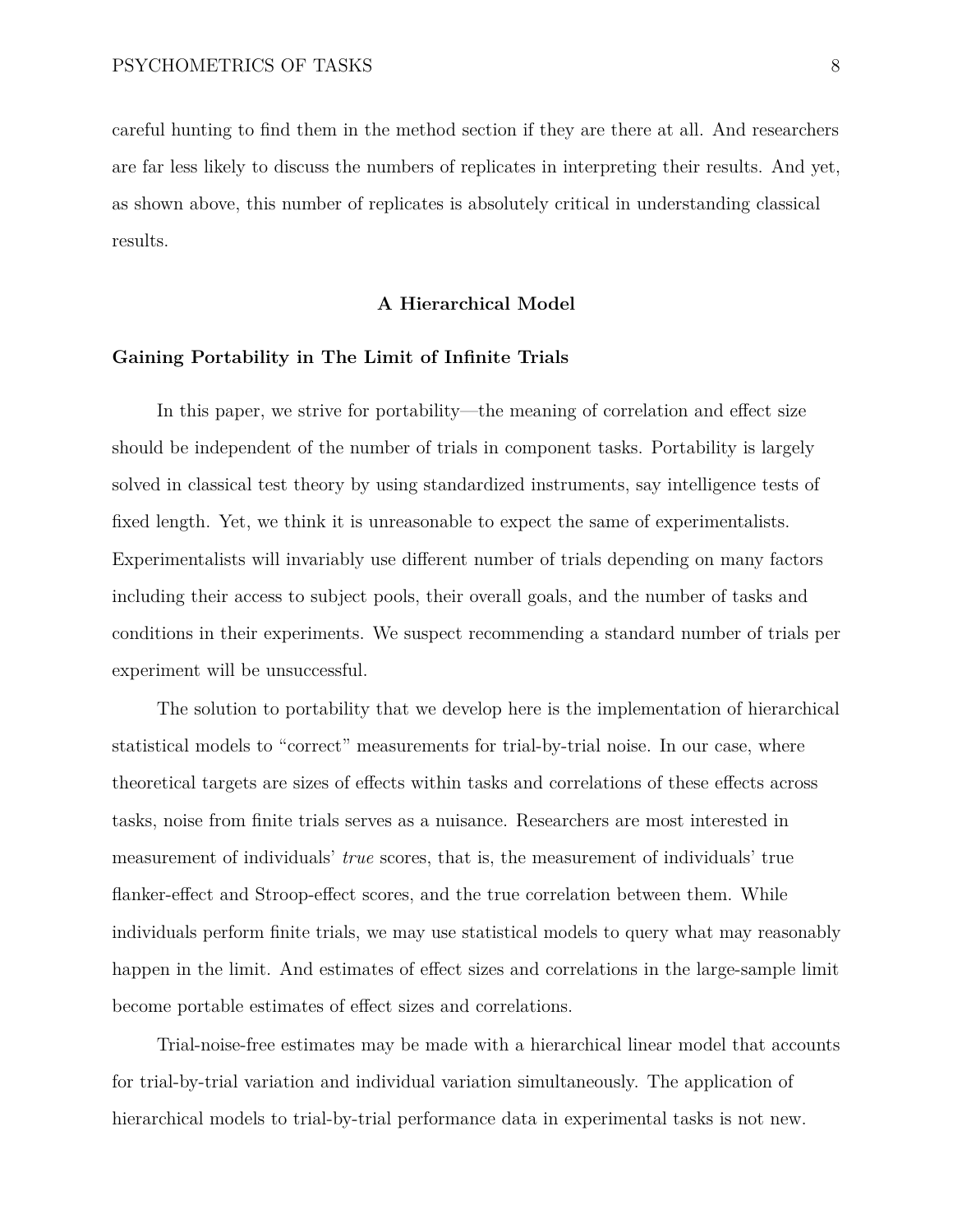careful hunting to find them in the method section if they are there at all. And researchers are far less likely to discuss the numbers of replicates in interpreting their results. And yet, as shown above, this number of replicates is absolutely critical in understanding classical results.

## A Hierarchical Model

### Gaining Portability in The Limit of Infinite Trials

In this paper, we strive for portability—the meaning of correlation and effect size should be independent of the number of trials in component tasks. Portability is largely solved in classical test theory by using standardized instruments, say intelligence tests of fixed length. Yet, we think it is unreasonable to expect the same of experimentalists. Experimentalists will invariably use different number of trials depending on many factors including their access to subject pools, their overall goals, and the number of tasks and conditions in their experiments. We suspect recommending a standard number of trials per experiment will be unsuccessful.

The solution to portability that we develop here is the implementation of hierarchical statistical models to "correct" measurements for trial-by-trial noise. In our case, where theoretical targets are sizes of effects within tasks and correlations of these effects across tasks, noise from finite trials serves as a nuisance. Researchers are most interested in measurement of individuals' *true* scores, that is, the measurement of individuals' true flanker-effect and Stroop-effect scores, and the true correlation between them. While individuals perform finite trials, we may use statistical models to query what may reasonably happen in the limit. And estimates of effect sizes and correlations in the large-sample limit become portable estimates of effect sizes and correlations.

Trial-noise-free estimates may be made with a hierarchical linear model that accounts for trial-by-trial variation and individual variation simultaneously. The application of hierarchical models to trial-by-trial performance data in experimental tasks is not new.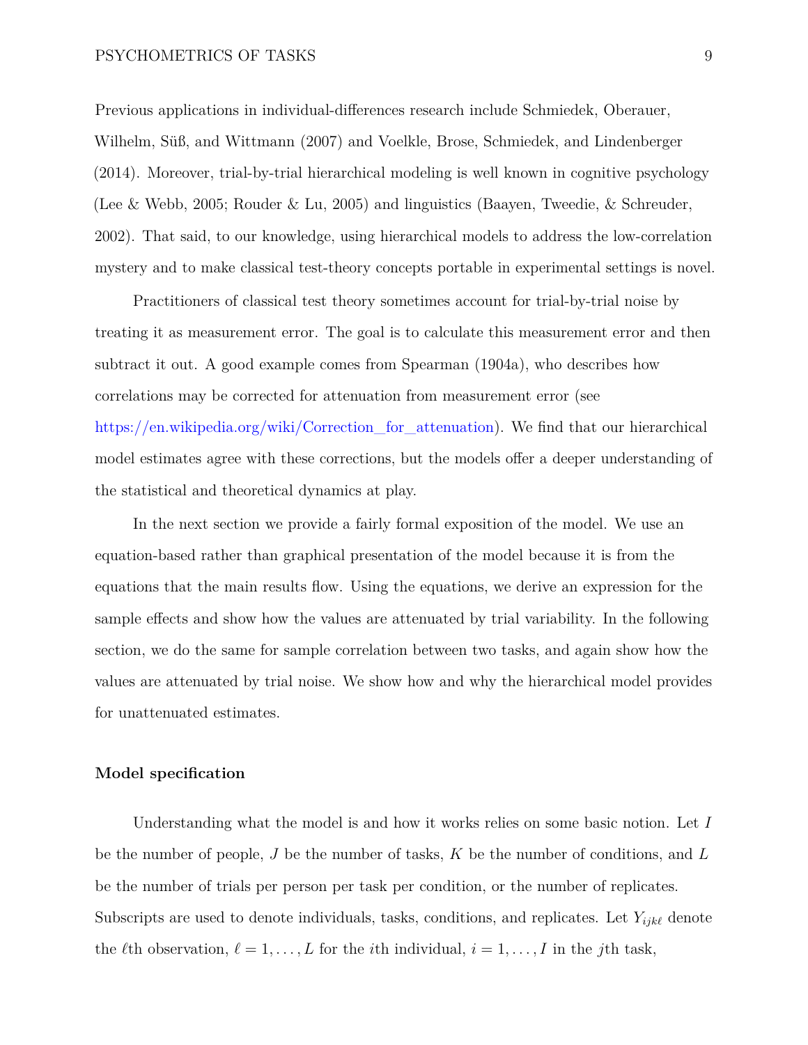Previous applications in individual-differences research include Schmiedek, Oberauer, Wilhelm, Süß, and Wittmann (2007) and Voelkle, Brose, Schmiedek, and Lindenberger (2014). Moreover, trial-by-trial hierarchical modeling is well known in cognitive psychology (Lee & Webb, 2005; Rouder & Lu, 2005) and linguistics (Baayen, Tweedie, & Schreuder, 2002). That said, to our knowledge, using hierarchical models to address the low-correlation mystery and to make classical test-theory concepts portable in experimental settings is novel.

Practitioners of classical test theory sometimes account for trial-by-trial noise by treating it as measurement error. The goal is to calculate this measurement error and then subtract it out. A good example comes from Spearman (1904a), who describes how correlations may be corrected for attenuation from measurement error (see https://en.wikipedia.org/wiki/Correction_for_attenuation). We find that our hierarchical model estimates agree with these corrections, but the models offer a deeper understanding of the statistical and theoretical dynamics at play.

In the next section we provide a fairly formal exposition of the model. We use an equation-based rather than graphical presentation of the model because it is from the equations that the main results flow. Using the equations, we derive an expression for the sample effects and show how the values are attenuated by trial variability. In the following section, we do the same for sample correlation between two tasks, and again show how the values are attenuated by trial noise. We show how and why the hierarchical model provides for unattenuated estimates.

### Model specification

Understanding what the model is and how it works relies on some basic notion. Let $I$ be the number of people, $J$ be the number of tasks, $K$ be the number of conditions, and $L$ be the number of trials per person per task per condition, or the number of replicates. Subscripts are used to denote individuals, tasks, conditions, and replicates. Let $Y_{ijk\ell}$ denote the $\ell$th observation, $\ell = 1, \ldots, L$ for the $i$th individual, $i = 1, \ldots, I$ in the $j$th task,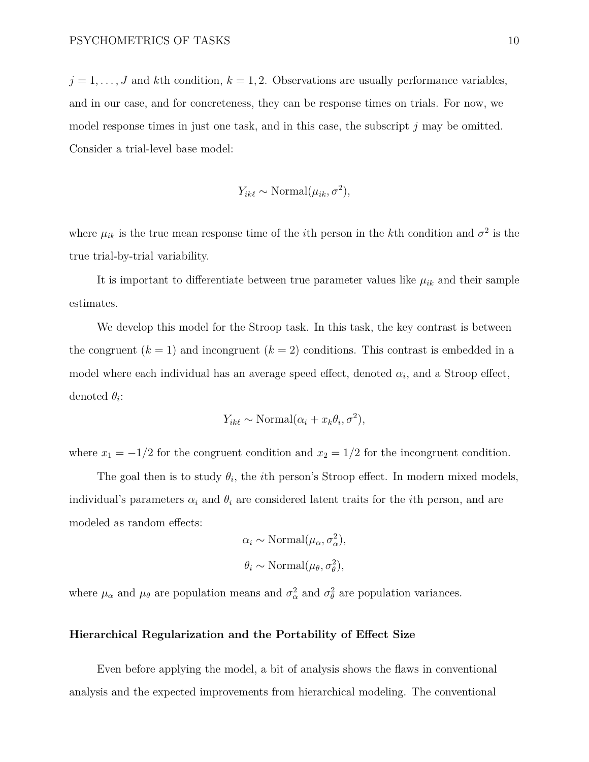$j = 1, \ldots, J$ and $k$th condition, $k = 1, 2$. Observations are usually performance variables, and in our case, and for concreteness, they can be response times on trials. For now, we model response times in just one task, and in this case, the subscript $j$ may be omitted. Consider a trial-level base model:

$$Y_{ik\ell} \sim \text{Normal}(\mu_{ik}, \sigma^2),$$

where $\mu_{ik}$ is the true mean response time of the $i$th person in the $k$th condition and $\sigma^2$ is the true trial-by-trial variability.

It is important to differentiate between true parameter values like $\mu_{ik}$ and their sample estimates.

We develop this model for the Stroop task. In this task, the key contrast is between the congruent ($k = 1$) and incongruent ($k = 2$) conditions. This contrast is embedded in a model where each individual has an average speed effect, denoted $\alpha_i$, and a Stroop effect, denoted $\theta_i$:

$$Y_{ik\ell} \sim \text{Normal}(\alpha_i + x_k\theta_i, \sigma^2),$$

where $x_1 = -1/2$ for the congruent condition and $x_2 = 1/2$ for the incongruent condition.

The goal then is to study $\theta_i$, the $i$th person's Stroop effect. In modern mixed models, individual's parameters $\alpha_i$ and $\theta_i$ are considered latent traits for the $i$th person, and are modeled as random effects:

$$\alpha_i \sim \text{Normal}(\mu_\alpha, \sigma_\alpha^2),$$

$$\theta_i \sim \text{Normal}(\mu_\theta, \sigma_\theta^2),$$

where $\mu_\alpha$ and $\mu_\theta$ are population means and $\sigma_\alpha^2$ and $\sigma_\theta^2$ are population variances.

### Hierarchical Regularization and the Portability of Effect Size

Even before applying the model, a bit of analysis shows the flaws in conventional analysis and the expected improvements from hierarchical modeling. The conventional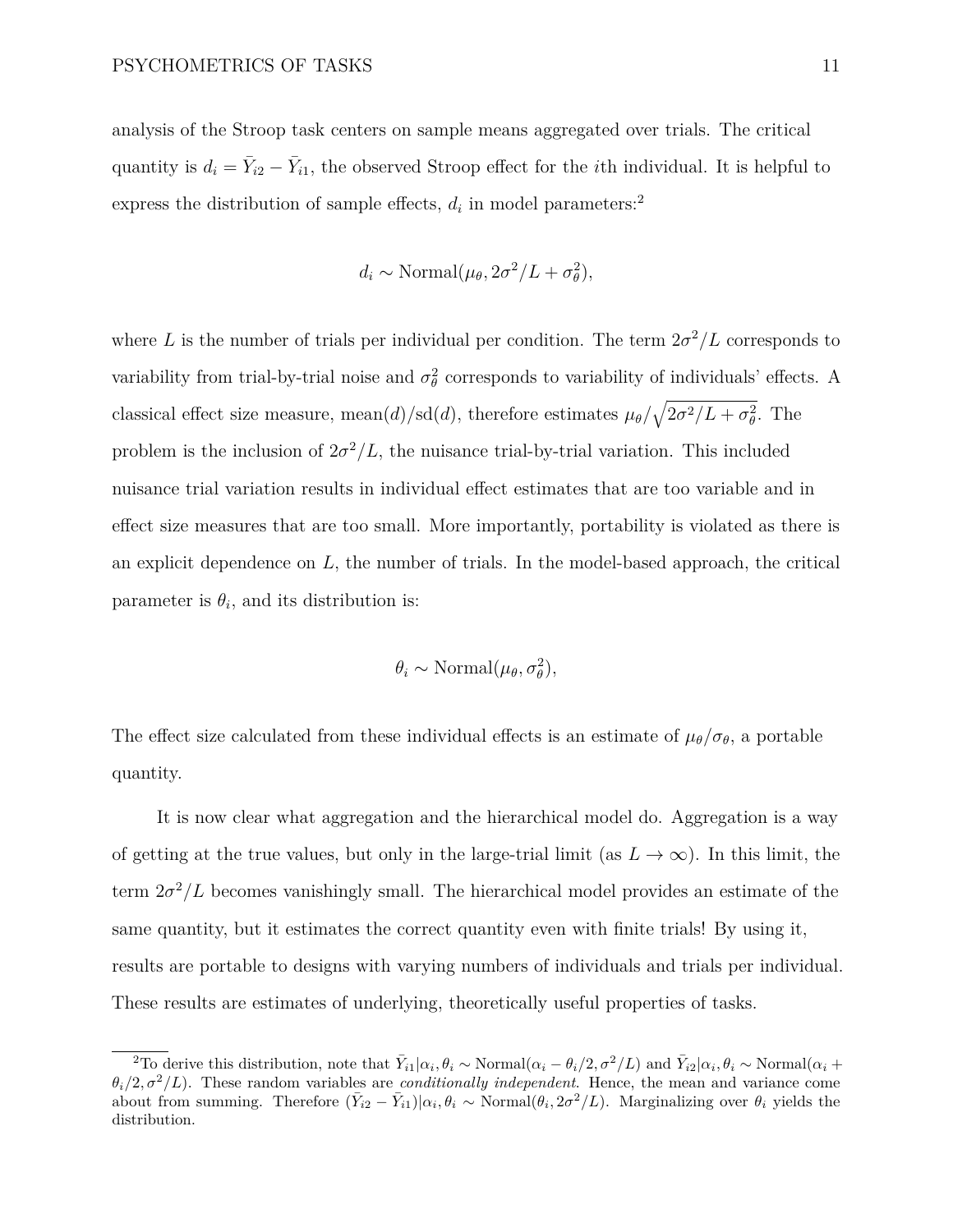analysis of the Stroop task centers on sample means aggregated over trials. The critical quantity is $d_i = \bar{Y}_{i2} - \bar{Y}_{i1}$, the observed Stroop effect for the $i$th individual. It is helpful to express the distribution of sample effects, $d_i$ in model parameters:[2]

$$d_i \sim \text{Normal}(\mu_\theta, 2\sigma^2/L + \sigma_\theta^2),$$

where $L$ is the number of trials per individual per condition. The term $2\sigma^2/L$ corresponds to variability from trial-by-trial noise and $\sigma_\theta^2$ corresponds to variability of individuals' effects. A classical effect size measure, mean$(d)$/sd$(d)$, therefore estimates $\mu_\theta/\sqrt{2\sigma^2/L + \sigma_\theta^2}$. The problem is the inclusion of $2\sigma^2/L$, the nuisance trial-by-trial variation. This included nuisance trial variation results in individual effect estimates that are too variable and in effect size measures that are too small. More importantly, portability is violated as there is an explicit dependence on $L$, the number of trials. In the model-based approach, the critical parameter is $\theta_i$, and its distribution is:

$$\theta_i \sim \text{Normal}(\mu_\theta, \sigma_\theta^2),$$

The effect size calculated from these individual effects is an estimate of $\mu_\theta/\sigma_\theta$, a portable quantity.

It is now clear what aggregation and the hierarchical model do. Aggregation is a way of getting at the true values, but only in the large-trial limit (as $L \to \infty$). In this limit, the term $2\sigma^2/L$ becomes vanishingly small. The hierarchical model provides an estimate of the same quantity, but it estimates the correct quantity even with finite trials! By using it, results are portable to designs with varying numbers of individuals and trials per individual. These results are estimates of underlying, theoretically useful properties of tasks.

[2] To derive this distribution, note that $\bar{Y}_{i1}|\alpha_i, \theta_i \sim \text{Normal}(\alpha_i - \theta_i/2, \sigma^2/L)$ and $\bar{Y}_{i2}|\alpha_i, \theta_i \sim \text{Normal}(\alpha_i + \theta_i/2, \sigma^2/L)$. These random variables are *conditionally independent*. Hence, the mean and variance come about from summing. Therefore $(\bar{Y}_{i2} - \bar{Y}_{i1})|\alpha_i, \theta_i \sim \text{Normal}(\theta_i, 2\sigma^2/L)$. Marginalizing over $\theta_i$ yields the distribution.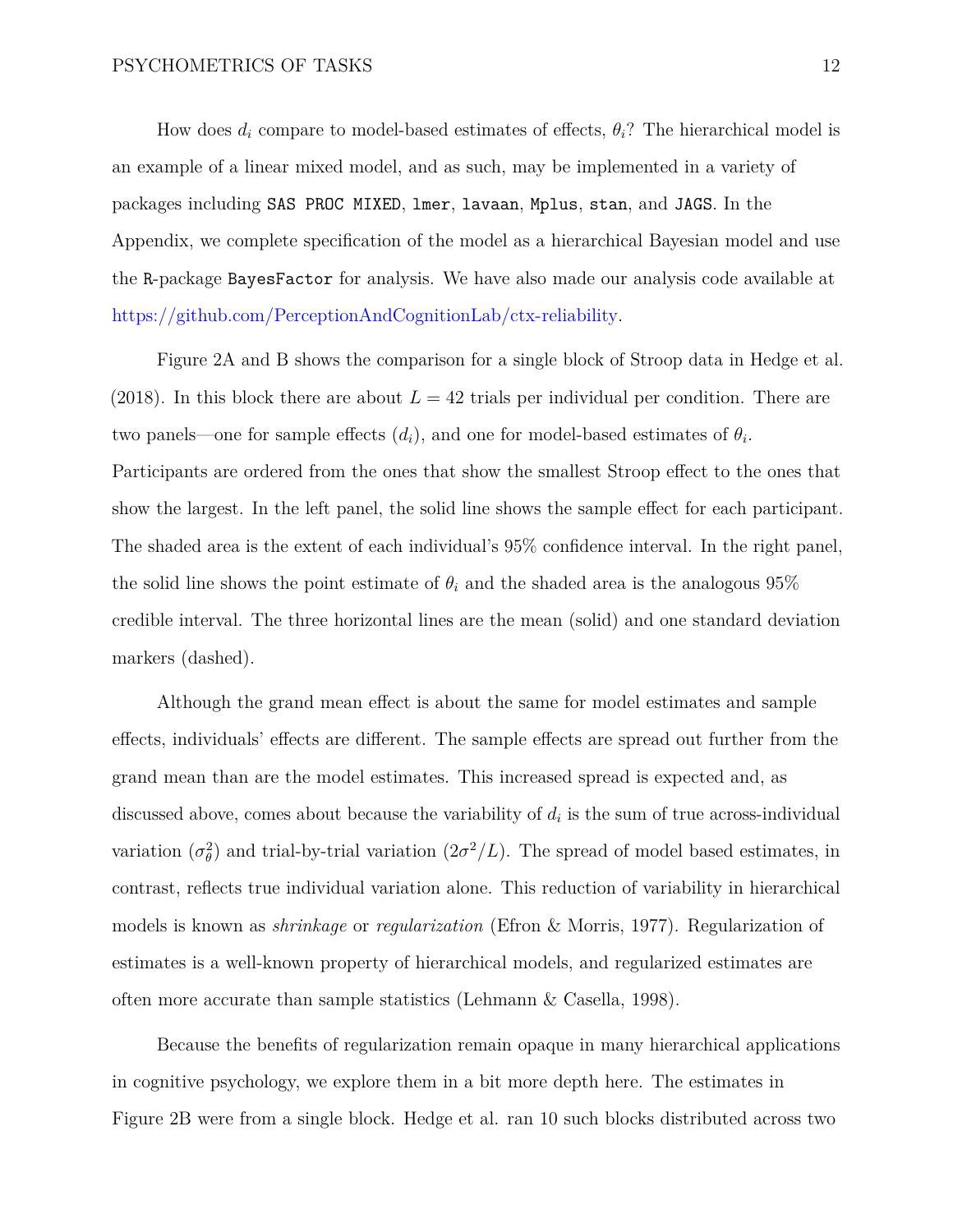How does $d_i$ compare to model-based estimates of effects, $\theta_i$? The hierarchical model is an example of a linear mixed model, and as such, may be implemented in a variety of packages including `SAS PROC MIXED`, `lmer`, `lavaan`, `Mplus`, `stan`, and `JAGS`. In the Appendix, we complete specification of the model as a hierarchical Bayesian model and use the `R`-package `BayesFactor` for analysis. We have also made our analysis code available at https://github.com/PerceptionAndCognitionLab/ctx-reliability.

Figure 2A and B shows the comparison for a single block of Stroop data in Hedge et al. (2018). In this block there are about $L = 42$ trials per individual per condition. There are two panels—one for sample effects ($d_i$), and one for model-based estimates of $\theta_i$. Participants are ordered from the ones that show the smallest Stroop effect to the ones that show the largest. In the left panel, the solid line shows the sample effect for each participant. The shaded area is the extent of each individual's 95% confidence interval. In the right panel, the solid line shows the point estimate of $\theta_i$ and the shaded area is the analogous 95% credible interval. The three horizontal lines are the mean (solid) and one standard deviation markers (dashed).

Although the grand mean effect is about the same for model estimates and sample effects, individuals' effects are different. The sample effects are spread out further from the grand mean than are the model estimates. This increased spread is expected and, as discussed above, comes about because the variability of $d_i$ is the sum of true across-individual variation ($\sigma_\theta^2$) and trial-by-trial variation ($2\sigma^2/L$). The spread of model based estimates, in contrast, reflects true individual variation alone. This reduction of variability in hierarchical models is known as *shrinkage* or *regularization* (Efron & Morris, 1977). Regularization of estimates is a well-known property of hierarchical models, and regularized estimates are often more accurate than sample statistics (Lehmann & Casella, 1998).

Because the benefits of regularization remain opaque in many hierarchical applications in cognitive psychology, we explore them in a bit more depth here. The estimates in Figure 2B were from a single block. Hedge et al. ran 10 such blocks distributed across two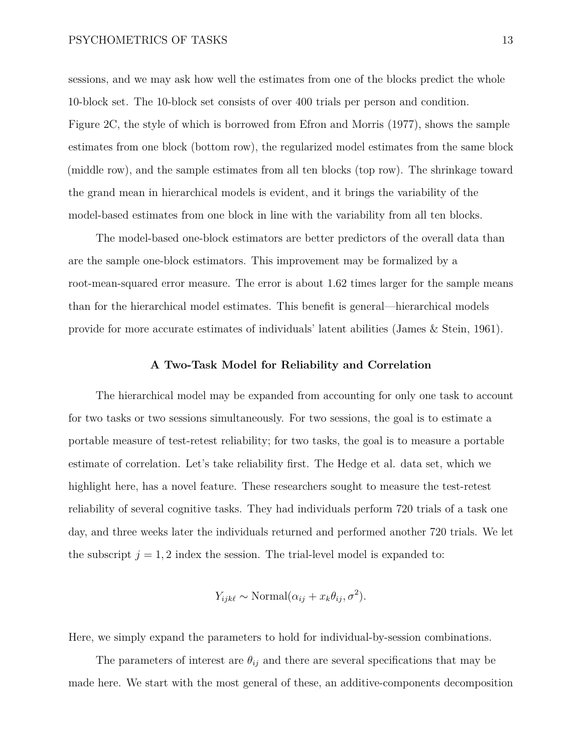sessions, and we may ask how well the estimates from one of the blocks predict the whole 10-block set. The 10-block set consists of over 400 trials per person and condition. Figure 2C, the style of which is borrowed from Efron and Morris (1977), shows the sample estimates from one block (bottom row), the regularized model estimates from the same block (middle row), and the sample estimates from all ten blocks (top row). The shrinkage toward the grand mean in hierarchical models is evident, and it brings the variability of the model-based estimates from one block in line with the variability from all ten blocks.

The model-based one-block estimators are better predictors of the overall data than are the sample one-block estimators. This improvement may be formalized by a root-mean-squared error measure. The error is about 1.62 times larger for the sample means than for the hierarchical model estimates. This benefit is general—hierarchical models provide for more accurate estimates of individuals' latent abilities (James & Stein, 1961).

## A Two-Task Model for Reliability and Correlation

The hierarchical model may be expanded from accounting for only one task to account for two tasks or two sessions simultaneously. For two sessions, the goal is to estimate a portable measure of test-retest reliability; for two tasks, the goal is to measure a portable estimate of correlation. Let's take reliability first. The Hedge et al. data set, which we highlight here, has a novel feature. These researchers sought to measure the test-retest reliability of several cognitive tasks. They had individuals perform 720 trials of a task one day, and three weeks later the individuals returned and performed another 720 trials. We let the subscript $j = 1, 2$ index the session. The trial-level model is expanded to:

$$Y_{ijk\ell} \sim \text{Normal}(\alpha_{ij} + x_k\theta_{ij}, \sigma^2).$$

Here, we simply expand the parameters to hold for individual-by-session combinations.

The parameters of interest are $\theta_{ij}$ and there are several specifications that may be made here. We start with the most general of these, an additive-components decomposition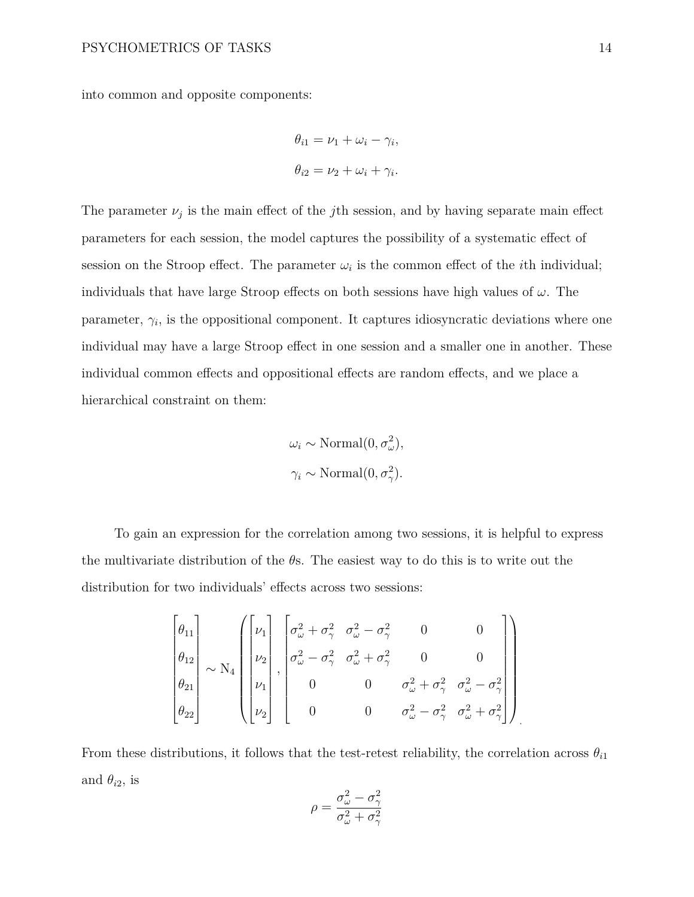into common and opposite components:

$$\theta_{i1} = \nu_1 + \omega_i - \gamma_i,$$

$$\theta_{i2} = \nu_2 + \omega_i + \gamma_i.$$

The parameter $\nu_j$ is the main effect of the $j$th session, and by having separate main effect parameters for each session, the model captures the possibility of a systematic effect of session on the Stroop effect. The parameter $\omega_i$ is the common effect of the $i$th individual; individuals that have large Stroop effects on both sessions have high values of $\omega$. The parameter, $\gamma_i$, is the oppositional component. It captures idiosyncratic deviations where one individual may have a large Stroop effect in one session and a smaller one in another. These individual common effects and oppositional effects are random effects, and we place a hierarchical constraint on them:

$$\omega_i \sim \text{Normal}(0, \sigma_\omega^2),$$

$$\gamma_i \sim \text{Normal}(0, \sigma_\gamma^2).$$

To gain an expression for the correlation among two sessions, it is helpful to express the multivariate distribution of the $\theta$s. The easiest way to do this is to write out the distribution for two individuals' effects across two sessions:

$$\begin{bmatrix} \theta_{11} \\ \theta_{12} \\ \theta_{21} \\ \theta_{22} \end{bmatrix} \sim \text{N}_4 \left( \begin{bmatrix} \nu_1 \\ \nu_2 \\ \nu_1 \\ \nu_2 \end{bmatrix}, \begin{bmatrix} \sigma_\omega^2 + \sigma_\gamma^2 & \sigma_\omega^2 - \sigma_\gamma^2 & 0 & 0 \\ \sigma_\omega^2 - \sigma_\gamma^2 & \sigma_\omega^2 + \sigma_\gamma^2 & 0 & 0 \\ 0 & 0 & \sigma_\omega^2 + \sigma_\gamma^2 & \sigma_\omega^2 - \sigma_\gamma^2 \\ 0 & 0 & \sigma_\omega^2 - \sigma_\gamma^2 & \sigma_\omega^2 + \sigma_\gamma^2 \end{bmatrix} \right).$$

From these distributions, it follows that the test-retest reliability, the correlation across $\theta_{i1}$ and $\theta_{i2}$, is

$$\rho = \frac{\sigma_\omega^2 - \sigma_\gamma^2}{\sigma_\omega^2 + \sigma_\gamma^2}$$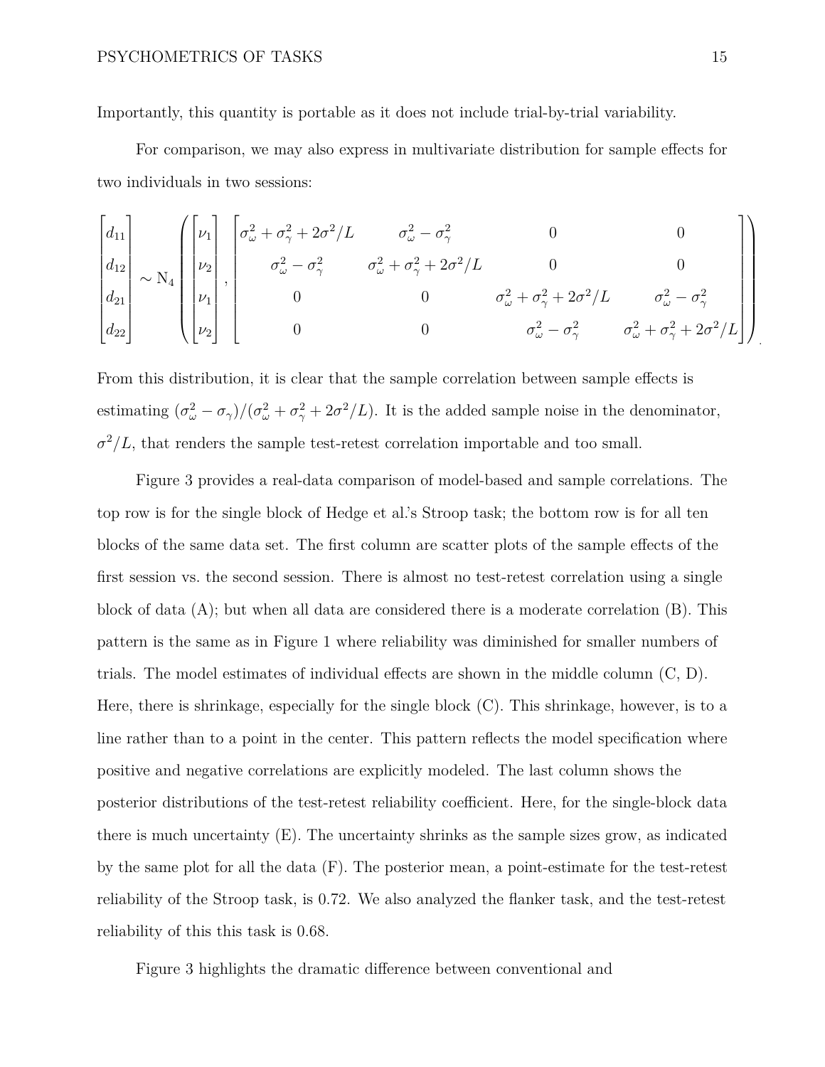Importantly, this quantity is portable as it does not include trial-by-trial variability.

For comparison, we may also express in multivariate distribution for sample effects for two individuals in two sessions:

$$
\begin{bmatrix} d_{11} \\ d_{12} \\ d_{21} \\ d_{22} \end{bmatrix} \sim \text{N}_4 \left( \begin{bmatrix} \nu_1 \\ \nu_2 \\ \nu_1 \\ \nu_2 \end{bmatrix}, \begin{bmatrix} \sigma_\omega^2 + \sigma_\gamma^2 + 2\sigma^2/L & \sigma_\omega^2 - \sigma_\gamma^2 & 0 & 0 \\ \sigma_\omega^2 - \sigma_\gamma^2 & \sigma_\omega^2 + \sigma_\gamma^2 + 2\sigma^2/L & 0 & 0 \\ 0 & 0 & \sigma_\omega^2 + \sigma_\gamma^2 + 2\sigma^2/L & \sigma_\omega^2 - \sigma_\gamma^2 \\ 0 & 0 & \sigma_\omega^2 - \sigma_\gamma^2 & \sigma_\omega^2 + \sigma_\gamma^2 + 2\sigma^2/L \end{bmatrix} \right).
$$

From this distribution, it is clear that the sample correlation between sample effects is estimating $(\sigma_\omega^2 - \sigma_\gamma)/(\sigma_\omega^2 + \sigma_\gamma^2 + 2\sigma^2/L)$. It is the added sample noise in the denominator, $\sigma^2/L$, that renders the sample test-retest correlation importable and too small.

Figure 3 provides a real-data comparison of model-based and sample correlations. The top row is for the single block of Hedge et al.'s Stroop task; the bottom row is for all ten blocks of the same data set. The first column are scatter plots of the sample effects of the first session vs. the second session. There is almost no test-retest correlation using a single block of data (A); but when all data are considered there is a moderate correlation (B). This pattern is the same as in Figure 1 where reliability was diminished for smaller numbers of trials. The model estimates of individual effects are shown in the middle column (C, D). Here, there is shrinkage, especially for the single block (C). This shrinkage, however, is to a line rather than to a point in the center. This pattern reflects the model specification where positive and negative correlations are explicitly modeled. The last column shows the posterior distributions of the test-retest reliability coefficient. Here, for the single-block data there is much uncertainty (E). The uncertainty shrinks as the sample sizes grow, as indicated by the same plot for all the data (F). The posterior mean, a point-estimate for the test-retest reliability of the Stroop task, is 0.72. We also analyzed the flanker task, and the test-retest reliability of this this task is 0.68.

Figure 3 highlights the dramatic difference between conventional and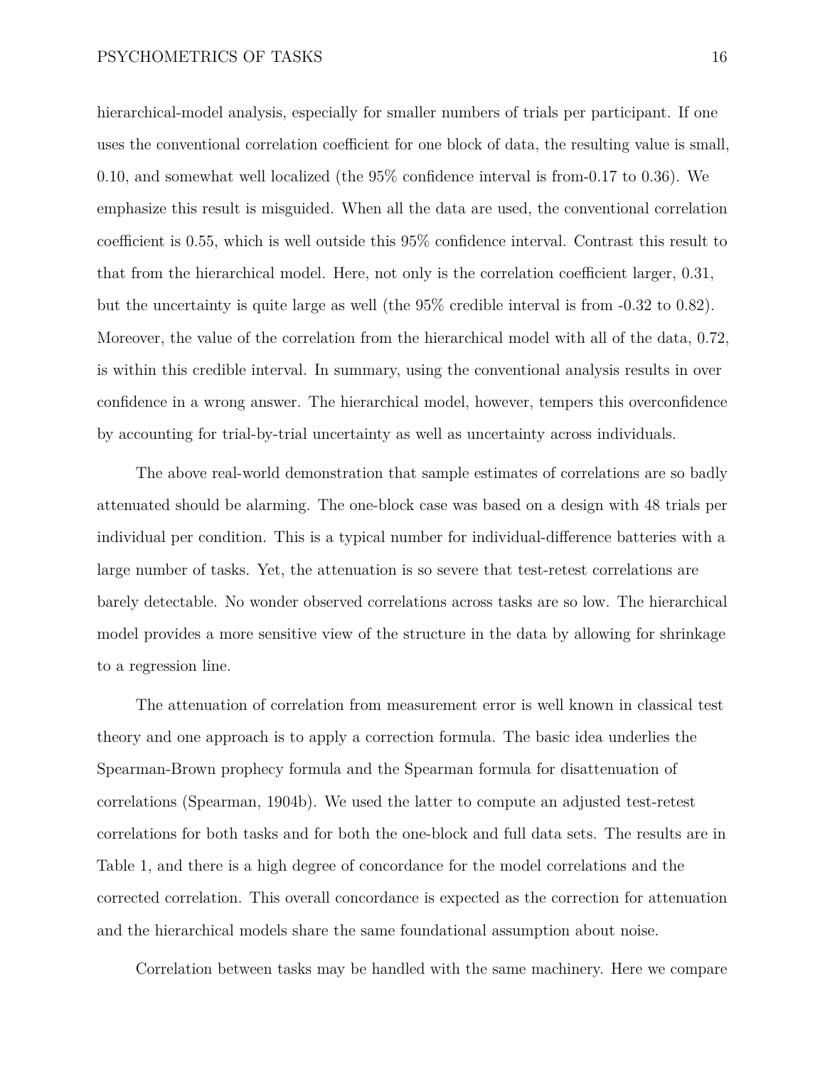hierarchical-model analysis, especially for smaller numbers of trials per participant. If one uses the conventional correlation coefficient for one block of data, the resulting value is small, 0.10, and somewhat well localized (the 95% confidence interval is from-0.17 to 0.36). We emphasize this result is misguided. When all the data are used, the conventional correlation coefficient is 0.55, which is well outside this 95% confidence interval. Contrast this result to that from the hierarchical model. Here, not only is the correlation coefficient larger, 0.31, but the uncertainty is quite large as well (the 95% credible interval is from -0.32 to 0.82). Moreover, the value of the correlation from the hierarchical model with all of the data, 0.72, is within this credible interval. In summary, using the conventional analysis results in over confidence in a wrong answer. The hierarchical model, however, tempers this overconfidence by accounting for trial-by-trial uncertainty as well as uncertainty across individuals.

The above real-world demonstration that sample estimates of correlations are so badly attenuated should be alarming. The one-block case was based on a design with 48 trials per individual per condition. This is a typical number for individual-difference batteries with a large number of tasks. Yet, the attenuation is so severe that test-retest correlations are barely detectable. No wonder observed correlations across tasks are so low. The hierarchical model provides a more sensitive view of the structure in the data by allowing for shrinkage to a regression line.

The attenuation of correlation from measurement error is well known in classical test theory and one approach is to apply a correction formula. The basic idea underlies the Spearman-Brown prophecy formula and the Spearman formula for disattenuation of correlations (Spearman, 1904b). We used the latter to compute an adjusted test-retest correlations for both tasks and for both the one-block and full data sets. The results are in Table 1, and there is a high degree of concordance for the model correlations and the corrected correlation. This overall concordance is expected as the correction for attenuation and the hierarchical models share the same foundational assumption about noise.

Correlation between tasks may be handled with the same machinery. Here we compare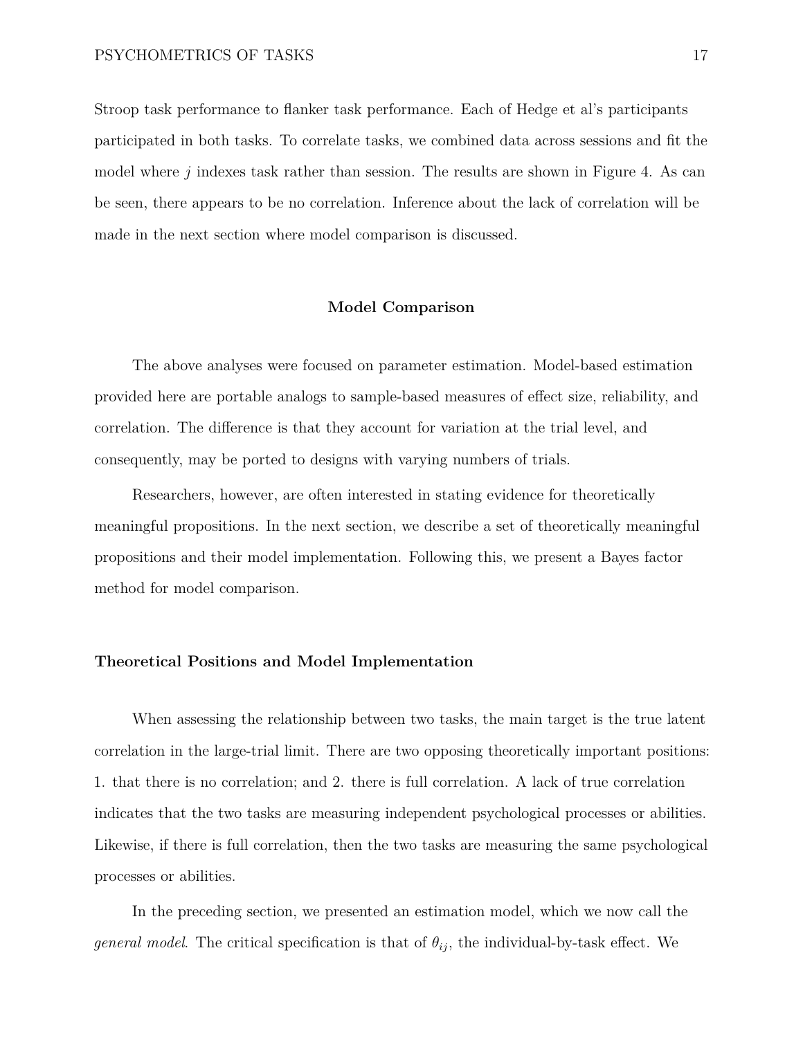Stroop task performance to flanker task performance. Each of Hedge et al's participants participated in both tasks. To correlate tasks, we combined data across sessions and fit the model where $j$ indexes task rather than session. The results are shown in Figure 4. As can be seen, there appears to be no correlation. Inference about the lack of correlation will be made in the next section where model comparison is discussed.

## Model Comparison

The above analyses were focused on parameter estimation. Model-based estimation provided here are portable analogs to sample-based measures of effect size, reliability, and correlation. The difference is that they account for variation at the trial level, and consequently, may be ported to designs with varying numbers of trials.

Researchers, however, are often interested in stating evidence for theoretically meaningful propositions. In the next section, we describe a set of theoretically meaningful propositions and their model implementation. Following this, we present a Bayes factor method for model comparison.

### Theoretical Positions and Model Implementation

When assessing the relationship between two tasks, the main target is the true latent correlation in the large-trial limit. There are two opposing theoretically important positions: 1. that there is no correlation; and 2. there is full correlation. A lack of true correlation indicates that the two tasks are measuring independent psychological processes or abilities. Likewise, if there is full correlation, then the two tasks are measuring the same psychological processes or abilities.

In the preceding section, we presented an estimation model, which we now call the *general model*. The critical specification is that of $\theta_{ij}$, the individual-by-task effect. We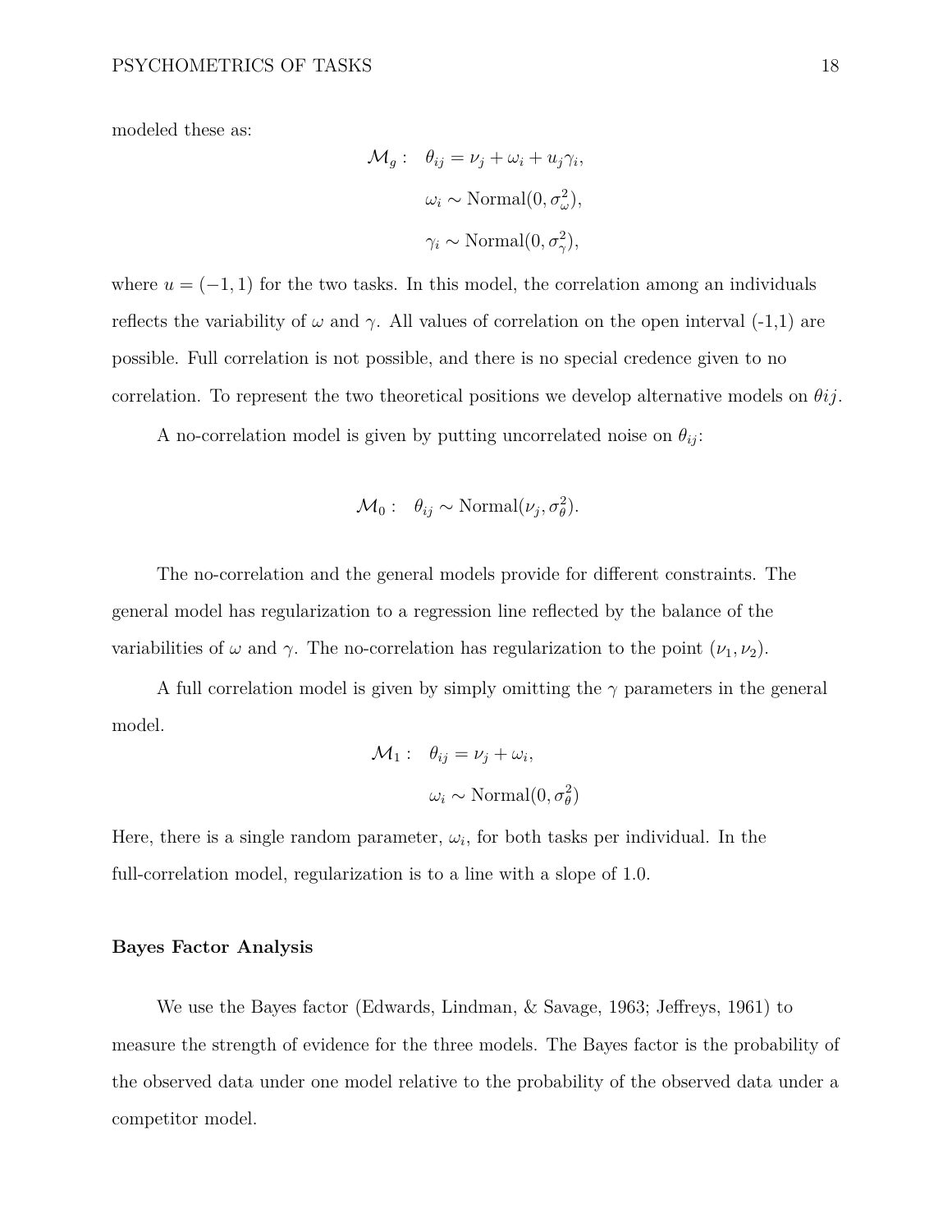modeled these as:

$$
\begin{aligned}
\mathcal{M}_g: \quad & \theta_{ij} = \nu_j + \omega_i + u_j\gamma_i, \\
& \omega_i \sim \text{Normal}(0, \sigma_\omega^2), \\
& \gamma_i \sim \text{Normal}(0, \sigma_\gamma^2),
\end{aligned}
$$

where $u = (-1, 1)$ for the two tasks. In this model, the correlation among an individuals reflects the variability of $\omega$ and $\gamma$. All values of correlation on the open interval (-1,1) are possible. Full correlation is not possible, and there is no special credence given to no correlation. To represent the two theoretical positions we develop alternative models on $\theta ij$.

A no-correlation model is given by putting uncorrelated noise on $\theta_{ij}$:

$$
\mathcal{M}_0: \quad \theta_{ij} \sim \text{Normal}(\nu_j, \sigma_\theta^2).
$$

The no-correlation and the general models provide for different constraints. The general model has regularization to a regression line reflected by the balance of the variabilities of $\omega$ and $\gamma$. The no-correlation has regularization to the point $(\nu_1, \nu_2)$.

A full correlation model is given by simply omitting the $\gamma$ parameters in the general model.

$$
\begin{aligned}
\mathcal{M}_1: \quad & \theta_{ij} = \nu_j + \omega_i, \\
& \omega_i \sim \text{Normal}(0, \sigma_\theta^2)
\end{aligned}
$$

Here, there is a single random parameter, $\omega_i$, for both tasks per individual. In the full-correlation model, regularization is to a line with a slope of 1.0.

**Bayes Factor Analysis**

We use the Bayes factor (Edwards, Lindman, & Savage, 1963; Jeffreys, 1961) to measure the strength of evidence for the three models. The Bayes factor is the probability of the observed data under one model relative to the probability of the observed data under a competitor model.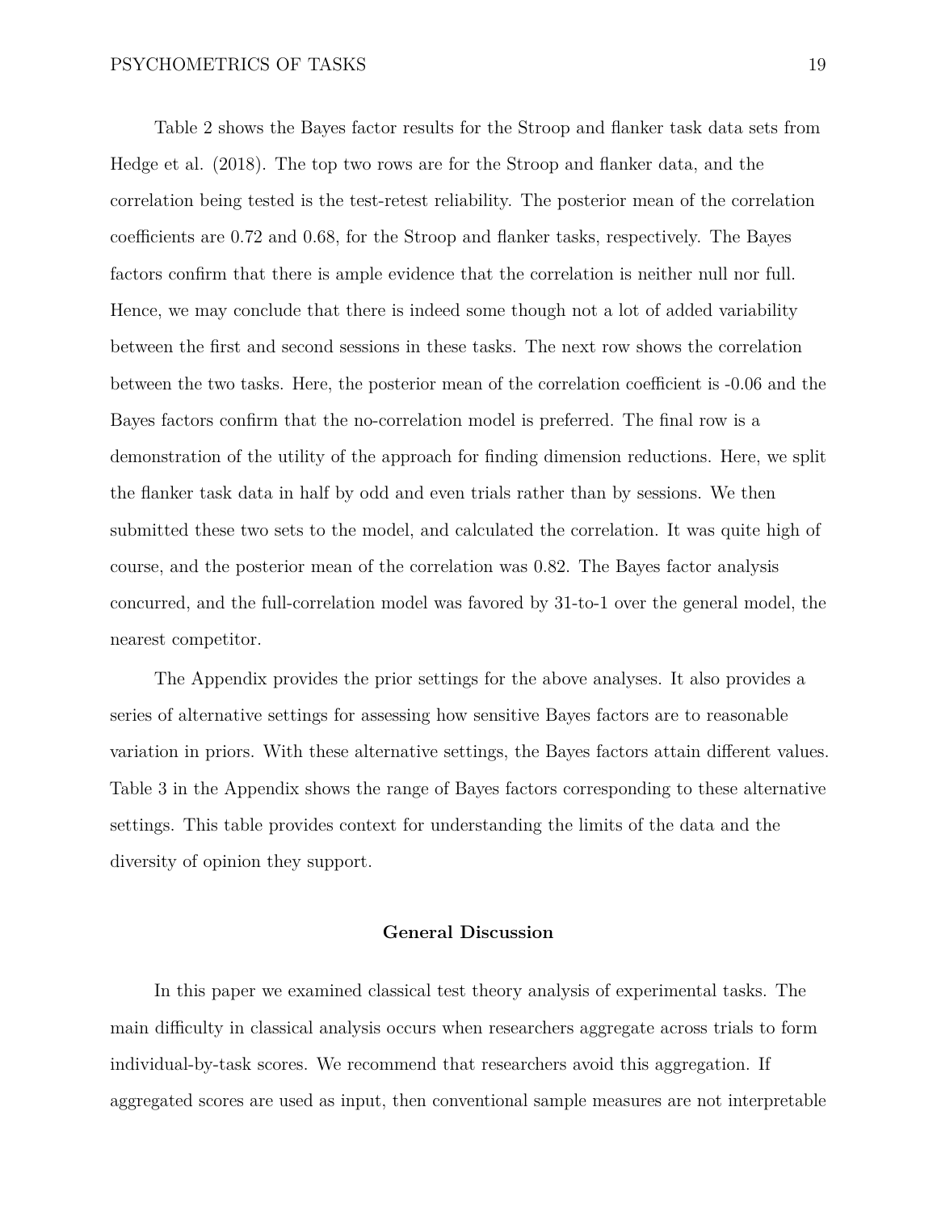Table 2 shows the Bayes factor results for the Stroop and flanker task data sets from Hedge et al. (2018). The top two rows are for the Stroop and flanker data, and the correlation being tested is the test-retest reliability. The posterior mean of the correlation coefficients are 0.72 and 0.68, for the Stroop and flanker tasks, respectively. The Bayes factors confirm that there is ample evidence that the correlation is neither null nor full. Hence, we may conclude that there is indeed some though not a lot of added variability between the first and second sessions in these tasks. The next row shows the correlation between the two tasks. Here, the posterior mean of the correlation coefficient is -0.06 and the Bayes factors confirm that the no-correlation model is preferred. The final row is a demonstration of the utility of the approach for finding dimension reductions. Here, we split the flanker task data in half by odd and even trials rather than by sessions. We then submitted these two sets to the model, and calculated the correlation. It was quite high of course, and the posterior mean of the correlation was 0.82. The Bayes factor analysis concurred, and the full-correlation model was favored by 31-to-1 over the general model, the nearest competitor.

The Appendix provides the prior settings for the above analyses. It also provides a series of alternative settings for assessing how sensitive Bayes factors are to reasonable variation in priors. With these alternative settings, the Bayes factors attain different values. Table 3 in the Appendix shows the range of Bayes factors corresponding to these alternative settings. This table provides context for understanding the limits of the data and the diversity of opinion they support.

## General Discussion

In this paper we examined classical test theory analysis of experimental tasks. The main difficulty in classical analysis occurs when researchers aggregate across trials to form individual-by-task scores. We recommend that researchers avoid this aggregation. If aggregated scores are used as input, then conventional sample measures are not interpretable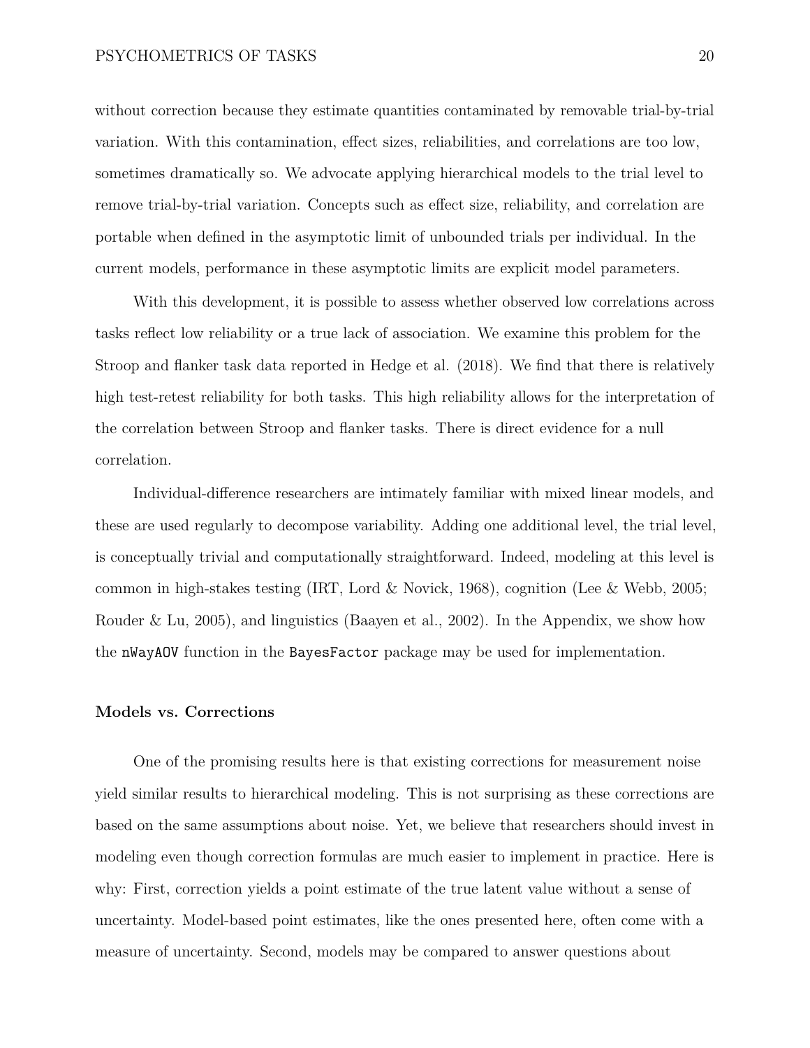without correction because they estimate quantities contaminated by removable trial-by-trial variation. With this contamination, effect sizes, reliabilities, and correlations are too low, sometimes dramatically so. We advocate applying hierarchical models to the trial level to remove trial-by-trial variation. Concepts such as effect size, reliability, and correlation are portable when defined in the asymptotic limit of unbounded trials per individual. In the current models, performance in these asymptotic limits are explicit model parameters.

With this development, it is possible to assess whether observed low correlations across tasks reflect low reliability or a true lack of association. We examine this problem for the Stroop and flanker task data reported in Hedge et al. (2018). We find that there is relatively high test-retest reliability for both tasks. This high reliability allows for the interpretation of the correlation between Stroop and flanker tasks. There is direct evidence for a null correlation.

Individual-difference researchers are intimately familiar with mixed linear models, and these are used regularly to decompose variability. Adding one additional level, the trial level, is conceptually trivial and computationally straightforward. Indeed, modeling at this level is common in high-stakes testing (IRT, Lord & Novick, 1968), cognition (Lee & Webb, 2005; Rouder & Lu, 2005), and linguistics (Baayen et al., 2002). In the Appendix, we show how the `nWayAOV` function in the `BayesFactor` package may be used for implementation.

### Models vs. Corrections

One of the promising results here is that existing corrections for measurement noise yield similar results to hierarchical modeling. This is not surprising as these corrections are based on the same assumptions about noise. Yet, we believe that researchers should invest in modeling even though correction formulas are much easier to implement in practice. Here is why: First, correction yields a point estimate of the true latent value without a sense of uncertainty. Model-based point estimates, like the ones presented here, often come with a measure of uncertainty. Second, models may be compared to answer questions about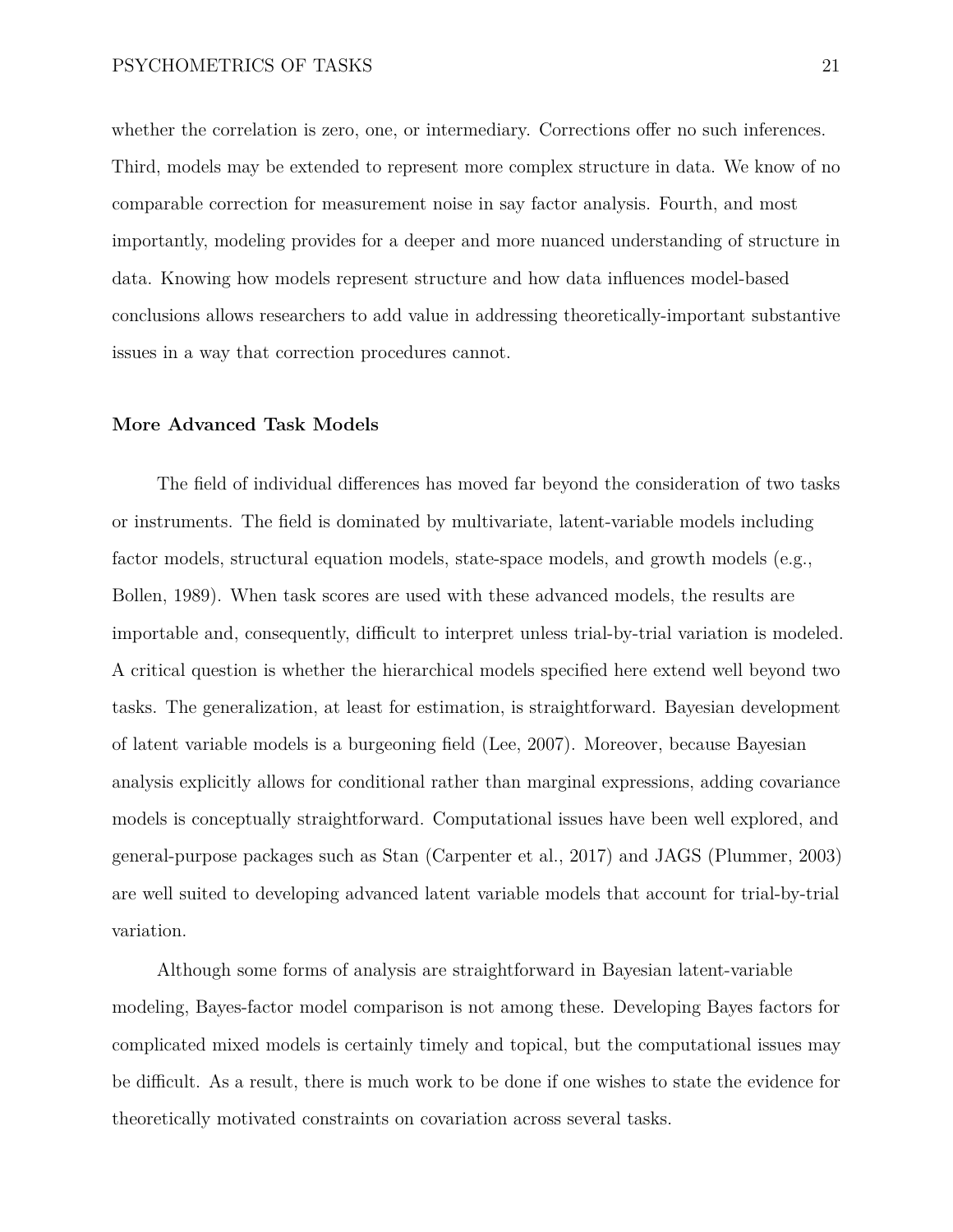whether the correlation is zero, one, or intermediary. Corrections offer no such inferences. Third, models may be extended to represent more complex structure in data. We know of no comparable correction for measurement noise in say factor analysis. Fourth, and most importantly, modeling provides for a deeper and more nuanced understanding of structure in data. Knowing how models represent structure and how data influences model-based conclusions allows researchers to add value in addressing theoretically-important substantive issues in a way that correction procedures cannot.

## More Advanced Task Models

The field of individual differences has moved far beyond the consideration of two tasks or instruments. The field is dominated by multivariate, latent-variable models including factor models, structural equation models, state-space models, and growth models (e.g., Bollen, 1989). When task scores are used with these advanced models, the results are importable and, consequently, difficult to interpret unless trial-by-trial variation is modeled. A critical question is whether the hierarchical models specified here extend well beyond two tasks. The generalization, at least for estimation, is straightforward. Bayesian development of latent variable models is a burgeoning field (Lee, 2007). Moreover, because Bayesian analysis explicitly allows for conditional rather than marginal expressions, adding covariance models is conceptually straightforward. Computational issues have been well explored, and general-purpose packages such as Stan (Carpenter et al., 2017) and JAGS (Plummer, 2003) are well suited to developing advanced latent variable models that account for trial-by-trial variation.

Although some forms of analysis are straightforward in Bayesian latent-variable modeling, Bayes-factor model comparison is not among these. Developing Bayes factors for complicated mixed models is certainly timely and topical, but the computational issues may be difficult. As a result, there is much work to be done if one wishes to state the evidence for theoretically motivated constraints on covariation across several tasks.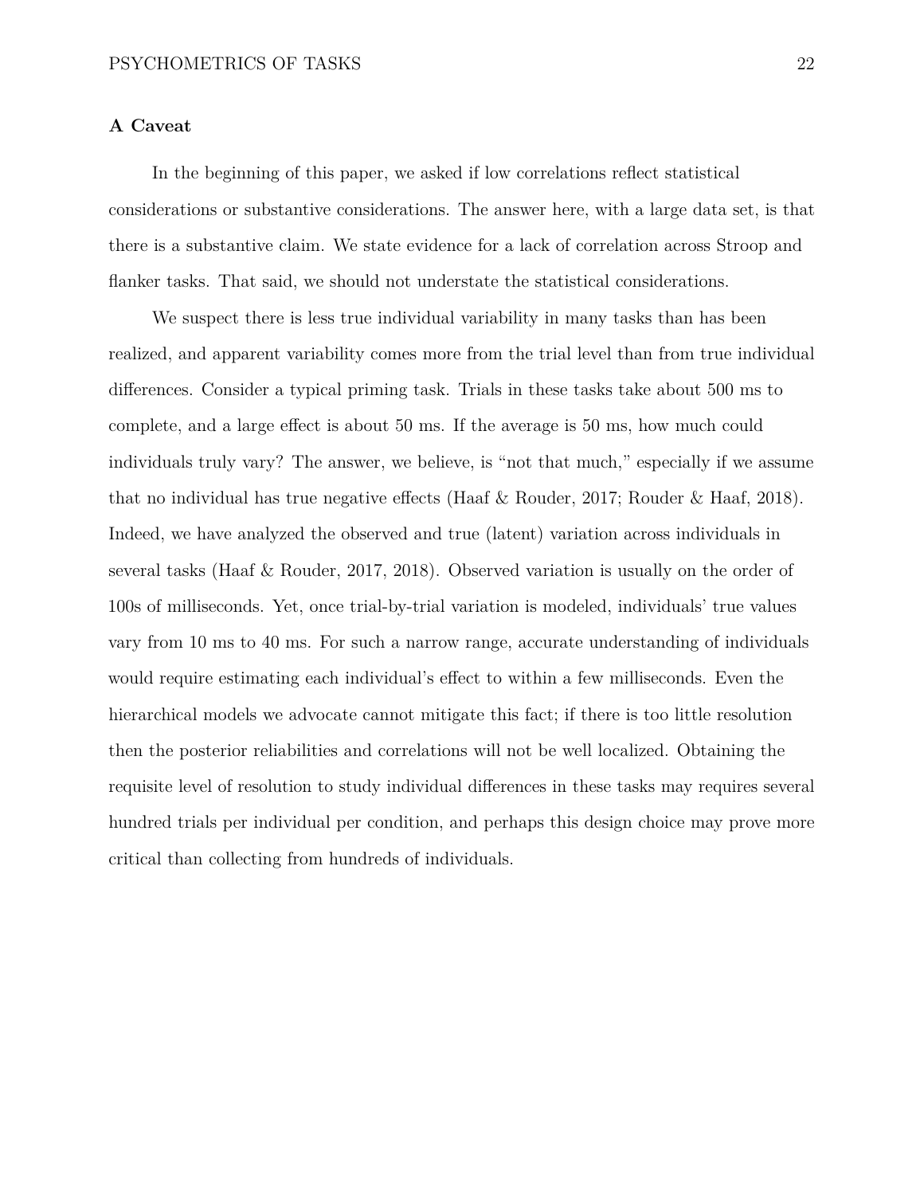### A Caveat

In the beginning of this paper, we asked if low correlations reflect statistical considerations or substantive considerations. The answer here, with a large data set, is that there is a substantive claim. We state evidence for a lack of correlation across Stroop and flanker tasks. That said, we should not understate the statistical considerations.

We suspect there is less true individual variability in many tasks than has been realized, and apparent variability comes more from the trial level than from true individual differences. Consider a typical priming task. Trials in these tasks take about 500 ms to complete, and a large effect is about 50 ms. If the average is 50 ms, how much could individuals truly vary? The answer, we believe, is "not that much," especially if we assume that no individual has true negative effects (Haaf & Rouder, 2017; Rouder & Haaf, 2018). Indeed, we have analyzed the observed and true (latent) variation across individuals in several tasks (Haaf & Rouder, 2017, 2018). Observed variation is usually on the order of 100s of milliseconds. Yet, once trial-by-trial variation is modeled, individuals' true values vary from 10 ms to 40 ms. For such a narrow range, accurate understanding of individuals would require estimating each individual's effect to within a few milliseconds. Even the hierarchical models we advocate cannot mitigate this fact; if there is too little resolution then the posterior reliabilities and correlations will not be well localized. Obtaining the requisite level of resolution to study individual differences in these tasks may requires several hundred trials per individual per condition, and perhaps this design choice may prove more critical than collecting from hundreds of individuals.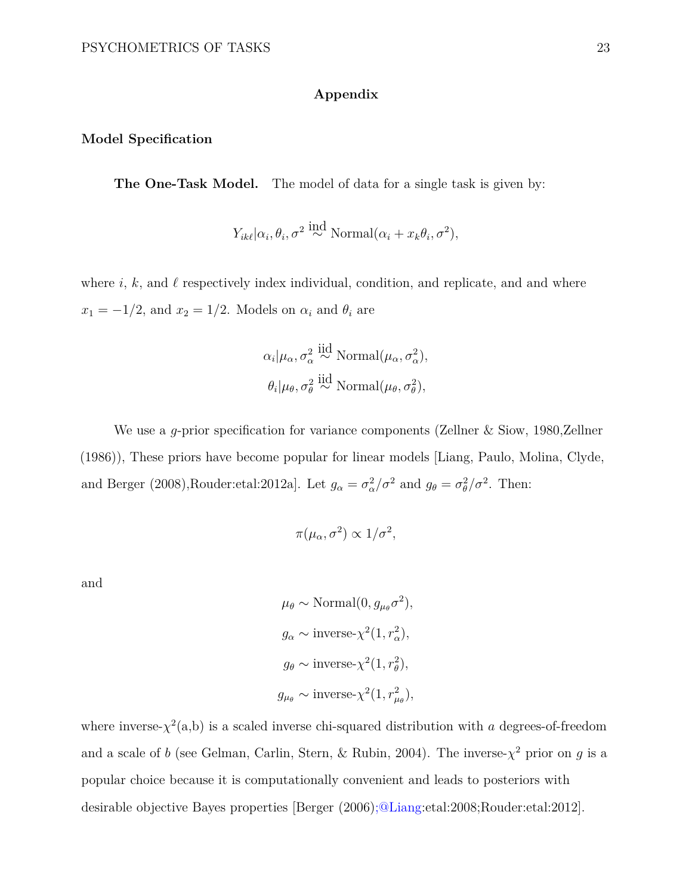# Appendix

## Model Specification

### The One-Task Model.

The model of data for a single task is given by:

$$Y_{ik\ell}|\alpha_i, \theta_i, \sigma^2 \stackrel{\text{ind}}{\sim} \text{Normal}(\alpha_i + x_k\theta_i, \sigma^2),$$

where $i$, $k$, and $\ell$ respectively index individual, condition, and replicate, and and where $x_1 = -1/2$, and $x_2 = 1/2$. Models on $\alpha_i$ and $\theta_i$ are

$$\alpha_i|\mu_\alpha, \sigma^2_\alpha \stackrel{\text{iid}}{\sim} \text{Normal}(\mu_\alpha, \sigma^2_\alpha),$$
$$\theta_i|\mu_\theta, \sigma^2_\theta \stackrel{\text{iid}}{\sim} \text{Normal}(\mu_\theta, \sigma^2_\theta),$$

We use a $g$-prior specification for variance components (Zellner & Siow, 1980,Zellner (1986)), These priors have become popular for linear models [Liang, Paulo, Molina, Clyde, and Berger (2008),Rouder:etal:2012a]. Let $g_\alpha = \sigma^2_\alpha/\sigma^2$ and $g_\theta = \sigma^2_\theta/\sigma^2$. Then:

$$\pi(\mu_\alpha, \sigma^2) \propto 1/\sigma^2,$$

and

$$\mu_\theta \sim \text{Normal}(0, g_{\mu_\theta}\sigma^2),$$
$$g_\alpha \sim \text{inverse-}\chi^2(1, r^2_\alpha),$$
$$g_\theta \sim \text{inverse-}\chi^2(1, r^2_\theta),$$
$$g_{\mu_\theta} \sim \text{inverse-}\chi^2(1, r^2_{\mu_\theta}),$$

where inverse-$\chi^2$(a,b) is a scaled inverse chi-squared distribution with $a$ degrees-of-freedom and a scale of $b$ (see Gelman, Carlin, Stern, & Rubin, 2004). The inverse-$\chi^2$ prior on $g$ is a popular choice because it is computationally convenient and leads to posteriors with desirable objective Bayes properties [Berger (2006);@Liang:etal:2008;Rouder:etal:2012].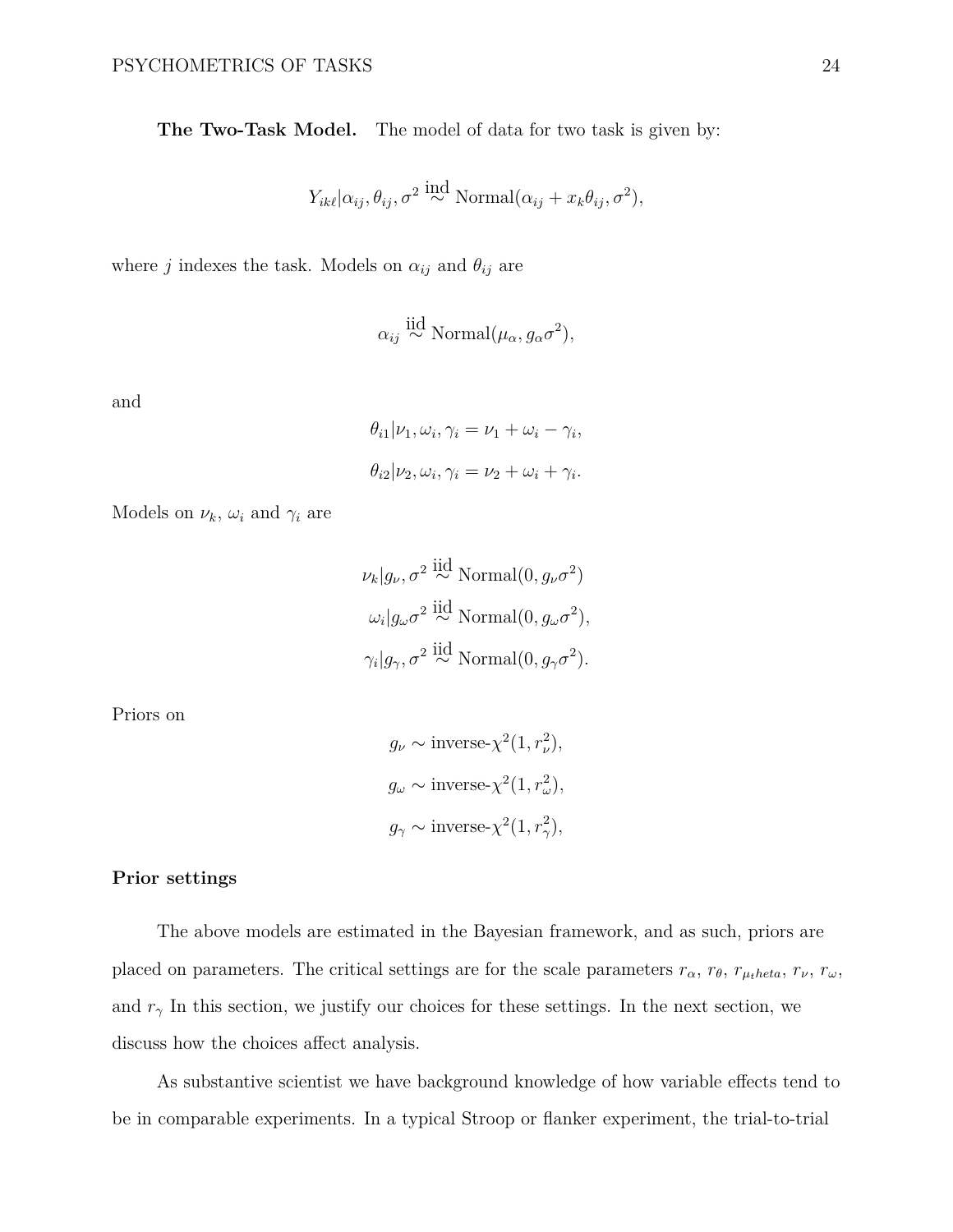**The Two-Task Model.** The model of data for two task is given by:

$$Y_{ik\ell}|\alpha_{ij}, \theta_{ij}, \sigma^2 \overset{\text{ind}}{\sim} \text{Normal}(\alpha_{ij} + x_k\theta_{ij}, \sigma^2),$$

where $j$ indexes the task. Models on $\alpha_{ij}$ and $\theta_{ij}$ are

$$\alpha_{ij} \overset{\text{iid}}{\sim} \text{Normal}(\mu_\alpha, g_\alpha\sigma^2),$$

and

$$\theta_{i1}|\nu_1, \omega_i, \gamma_i = \nu_1 + \omega_i - \gamma_i,$$

$$\theta_{i2}|\nu_2, \omega_i, \gamma_i = \nu_2 + \omega_i + \gamma_i.$$

Models on $\nu_k$, $\omega_i$ and $\gamma_i$ are

$$\nu_k|g_\nu, \sigma^2 \overset{\text{iid}}{\sim} \text{Normal}(0, g_\nu\sigma^2)$$

$$\omega_i|g_\omega\sigma^2 \overset{\text{iid}}{\sim} \text{Normal}(0, g_\omega\sigma^2),$$

$$\gamma_i|g_\gamma, \sigma^2 \overset{\text{iid}}{\sim} \text{Normal}(0, g_\gamma\sigma^2).$$

Priors on

$$g_\nu \sim \text{inverse-}\chi^2(1, r_\nu^2),$$

$$g_\omega \sim \text{inverse-}\chi^2(1, r_\omega^2),$$

$$g_\gamma \sim \text{inverse-}\chi^2(1, r_\gamma^2),$$

## Prior settings

The above models are estimated in the Bayesian framework, and as such, priors are placed on parameters. The critical settings are for the scale parameters $r_\alpha$, $r_\theta$, $r_{\mu_theta}$, $r_\nu$, $r_\omega$, and $r_\gamma$ In this section, we justify our choices for these settings. In the next section, we discuss how the choices affect analysis.

As substantive scientist we have background knowledge of how variable effects tend to be in comparable experiments. In a typical Stroop or flanker experiment, the trial-to-trial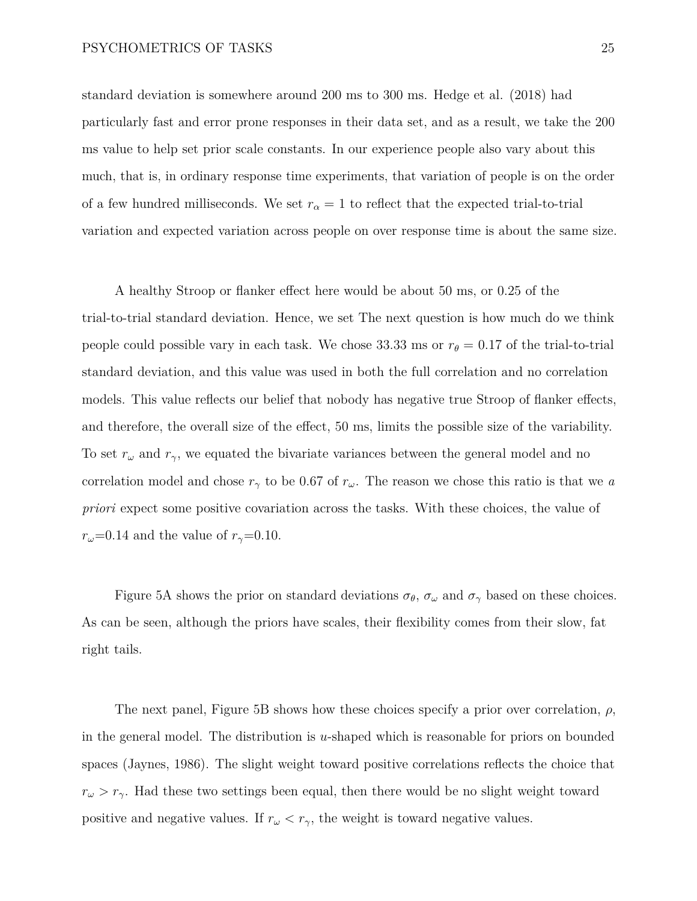standard deviation is somewhere around 200 ms to 300 ms. Hedge et al. (2018) had particularly fast and error prone responses in their data set, and as a result, we take the 200 ms value to help set prior scale constants. In our experience people also vary about this much, that is, in ordinary response time experiments, that variation of people is on the order of a few hundred milliseconds. We set $r_\alpha = 1$ to reflect that the expected trial-to-trial variation and expected variation across people on over response time is about the same size.

A healthy Stroop or flanker effect here would be about 50 ms, or 0.25 of the trial-to-trial standard deviation. Hence, we set The next question is how much do we think people could possible vary in each task. We chose 33.33 ms or $r_\theta = 0.17$ of the trial-to-trial standard deviation, and this value was used in both the full correlation and no correlation models. This value reflects our belief that nobody has negative true Stroop of flanker effects, and therefore, the overall size of the effect, 50 ms, limits the possible size of the variability. To set $r_\omega$ and $r_\gamma$, we equated the bivariate variances between the general model and no correlation model and chose $r_\gamma$ to be 0.67 of $r_\omega$. The reason we chose this ratio is that we *a priori* expect some positive covariation across the tasks. With these choices, the value of $r_\omega$=0.14 and the value of $r_\gamma$=0.10.

Figure 5A shows the prior on standard deviations $\sigma_\theta$, $\sigma_\omega$ and $\sigma_\gamma$ based on these choices. As can be seen, although the priors have scales, their flexibility comes from their slow, fat right tails.

The next panel, Figure 5B shows how these choices specify a prior over correlation, $\rho$, in the general model. The distribution is *u*-shaped which is reasonable for priors on bounded spaces (Jaynes, 1986). The slight weight toward positive correlations reflects the choice that $r_\omega > r_\gamma$. Had these two settings been equal, then there would be no slight weight toward positive and negative values. If $r_\omega < r_\gamma$, the weight is toward negative values.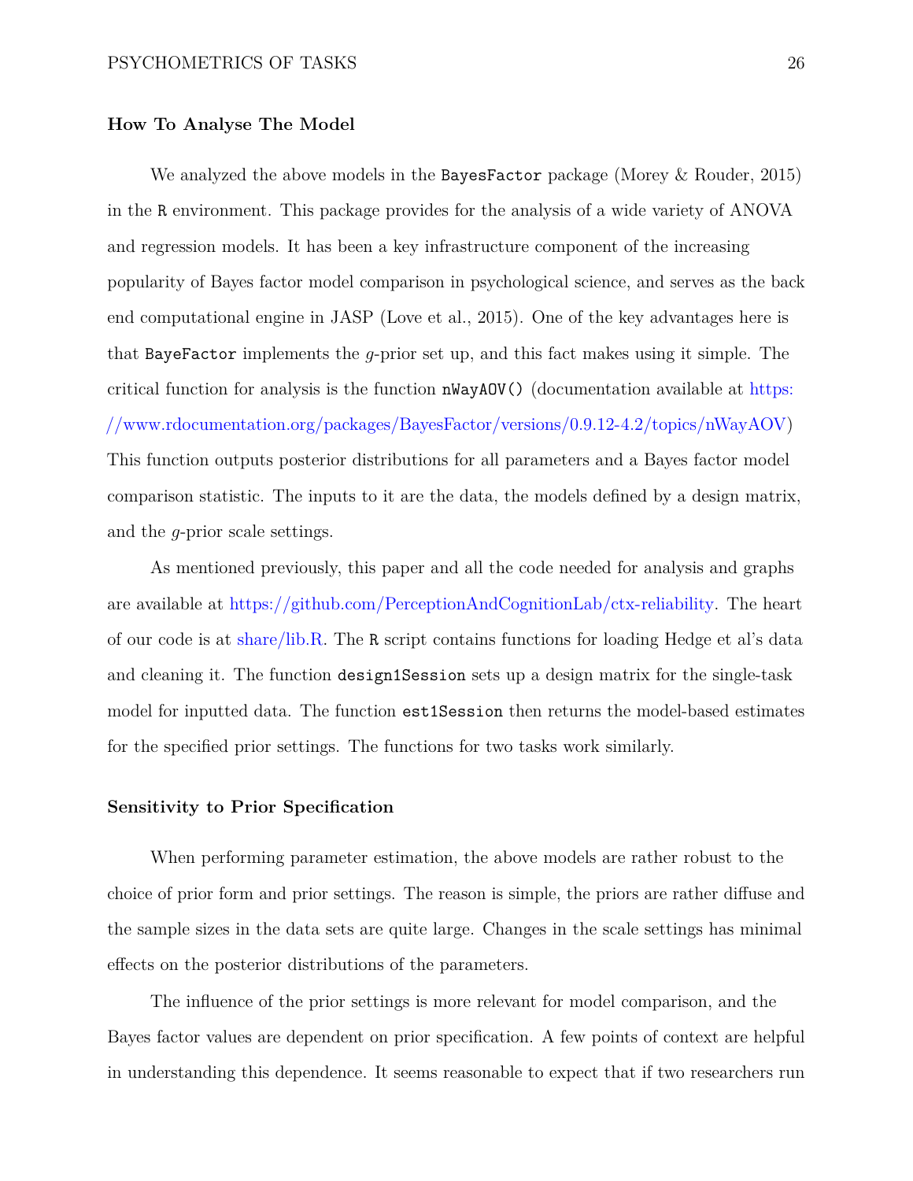### How To Analyse The Model

We analyzed the above models in the `BayesFactor` package (Morey & Rouder, 2015) in the `R` environment. This package provides for the analysis of a wide variety of ANOVA and regression models. It has been a key infrastructure component of the increasing popularity of Bayes factor model comparison in psychological science, and serves as the back end computational engine in JASP (Love et al., 2015). One of the key advantages here is that `BayeFactor` implements the *g*-prior set up, and this fact makes using it simple. The critical function for analysis is the function `nWayAOV()` (documentation available at https://www.rdocumentation.org/packages/BayesFactor/versions/0.9.12-4.2/topics/nWayAOV) This function outputs posterior distributions for all parameters and a Bayes factor model comparison statistic. The inputs to it are the data, the models defined by a design matrix, and the *g*-prior scale settings.

As mentioned previously, this paper and all the code needed for analysis and graphs are available at https://github.com/PerceptionAndCognitionLab/ctx-reliability. The heart of our code is at share/lib.R. The `R` script contains functions for loading Hedge et al's data and cleaning it. The function `design1Session` sets up a design matrix for the single-task model for inputted data. The function `est1Session` then returns the model-based estimates for the specified prior settings. The functions for two tasks work similarly.

### Sensitivity to Prior Specification

When performing parameter estimation, the above models are rather robust to the choice of prior form and prior settings. The reason is simple, the priors are rather diffuse and the sample sizes in the data sets are quite large. Changes in the scale settings has minimal effects on the posterior distributions of the parameters.

The influence of the prior settings is more relevant for model comparison, and the Bayes factor values are dependent on prior specification. A few points of context are helpful in understanding this dependence. It seems reasonable to expect that if two researchers run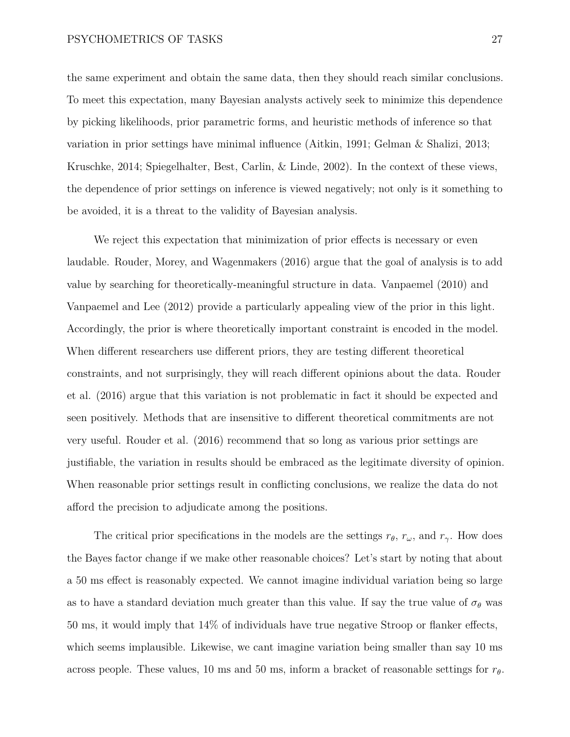the same experiment and obtain the same data, then they should reach similar conclusions. To meet this expectation, many Bayesian analysts actively seek to minimize this dependence by picking likelihoods, prior parametric forms, and heuristic methods of inference so that variation in prior settings have minimal influence (Aitkin, 1991; Gelman & Shalizi, 2013; Kruschke, 2014; Spiegelhalter, Best, Carlin, & Linde, 2002). In the context of these views, the dependence of prior settings on inference is viewed negatively; not only is it something to be avoided, it is a threat to the validity of Bayesian analysis.

We reject this expectation that minimization of prior effects is necessary or even laudable. Rouder, Morey, and Wagenmakers (2016) argue that the goal of analysis is to add value by searching for theoretically-meaningful structure in data. Vanpaemel (2010) and Vanpaemel and Lee (2012) provide a particularly appealing view of the prior in this light. Accordingly, the prior is where theoretically important constraint is encoded in the model. When different researchers use different priors, they are testing different theoretical constraints, and not surprisingly, they will reach different opinions about the data. Rouder et al. (2016) argue that this variation is not problematic in fact it should be expected and seen positively. Methods that are insensitive to different theoretical commitments are not very useful. Rouder et al. (2016) recommend that so long as various prior settings are justifiable, the variation in results should be embraced as the legitimate diversity of opinion. When reasonable prior settings result in conflicting conclusions, we realize the data do not afford the precision to adjudicate among the positions.

The critical prior specifications in the models are the settings $r_\theta$, $r_\omega$, and $r_\gamma$. How does the Bayes factor change if we make other reasonable choices? Let's start by noting that about a 50 ms effect is reasonably expected. We cannot imagine individual variation being so large as to have a standard deviation much greater than this value. If say the true value of $\sigma_\theta$ was 50 ms, it would imply that 14% of individuals have true negative Stroop or flanker effects, which seems implausible. Likewise, we cant imagine variation being smaller than say 10 ms across people. These values, 10 ms and 50 ms, inform a bracket of reasonable settings for $r_\theta$.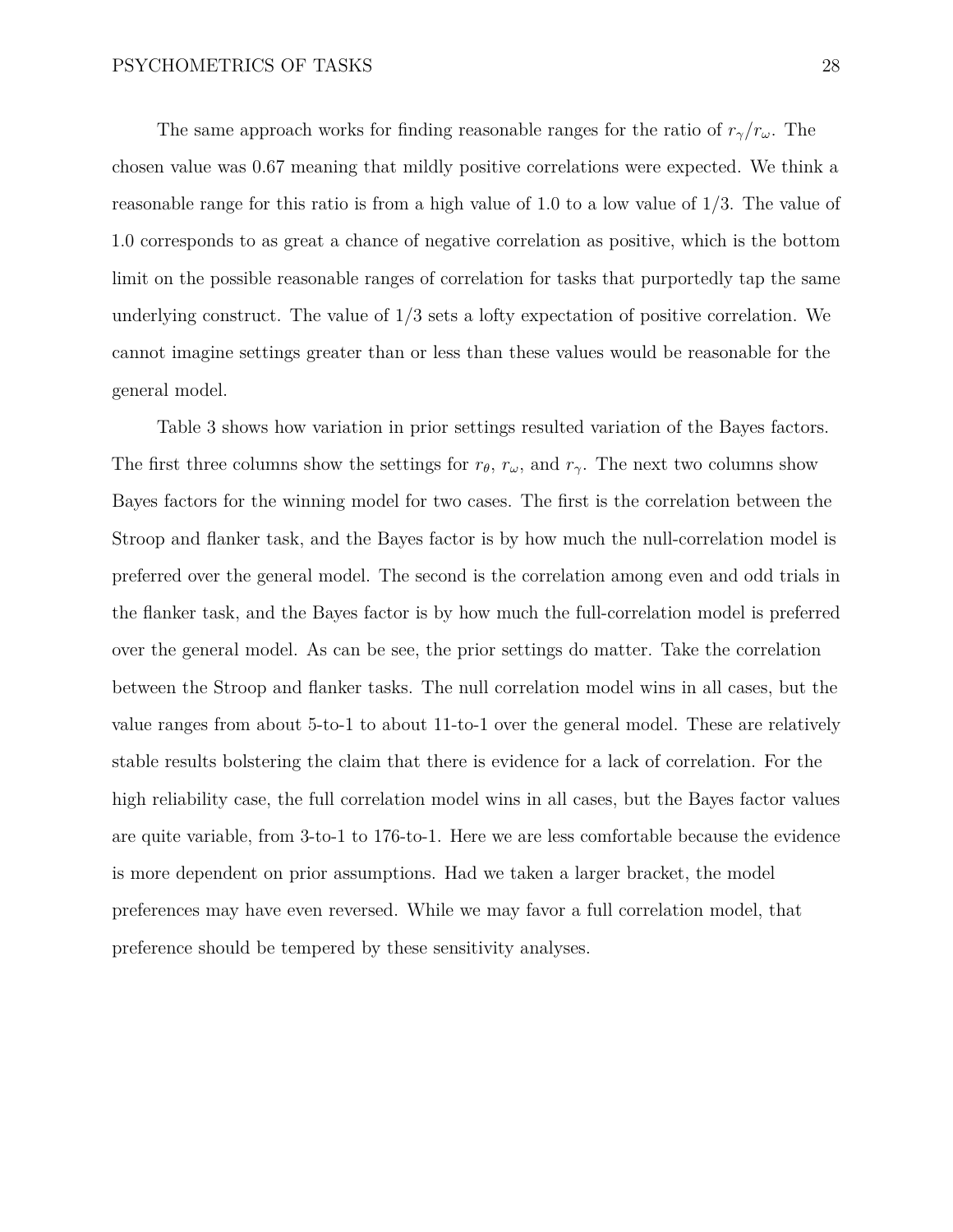The same approach works for finding reasonable ranges for the ratio of $r_\gamma/r_\omega$. The chosen value was 0.67 meaning that mildly positive correlations were expected. We think a reasonable range for this ratio is from a high value of 1.0 to a low value of 1/3. The value of 1.0 corresponds to as great a chance of negative correlation as positive, which is the bottom limit on the possible reasonable ranges of correlation for tasks that purportedly tap the same underlying construct. The value of 1/3 sets a lofty expectation of positive correlation. We cannot imagine settings greater than or less than these values would be reasonable for the general model.

Table 3 shows how variation in prior settings resulted variation of the Bayes factors. The first three columns show the settings for $r_\theta$, $r_\omega$, and $r_\gamma$. The next two columns show Bayes factors for the winning model for two cases. The first is the correlation between the Stroop and flanker task, and the Bayes factor is by how much the null-correlation model is preferred over the general model. The second is the correlation among even and odd trials in the flanker task, and the Bayes factor is by how much the full-correlation model is preferred over the general model. As can be see, the prior settings do matter. Take the correlation between the Stroop and flanker tasks. The null correlation model wins in all cases, but the value ranges from about 5-to-1 to about 11-to-1 over the general model. These are relatively stable results bolstering the claim that there is evidence for a lack of correlation. For the high reliability case, the full correlation model wins in all cases, but the Bayes factor values are quite variable, from 3-to-1 to 176-to-1. Here we are less comfortable because the evidence is more dependent on prior assumptions. Had we taken a larger bracket, the model preferences may have even reversed. While we may favor a full correlation model, that preference should be tempered by these sensitivity analyses.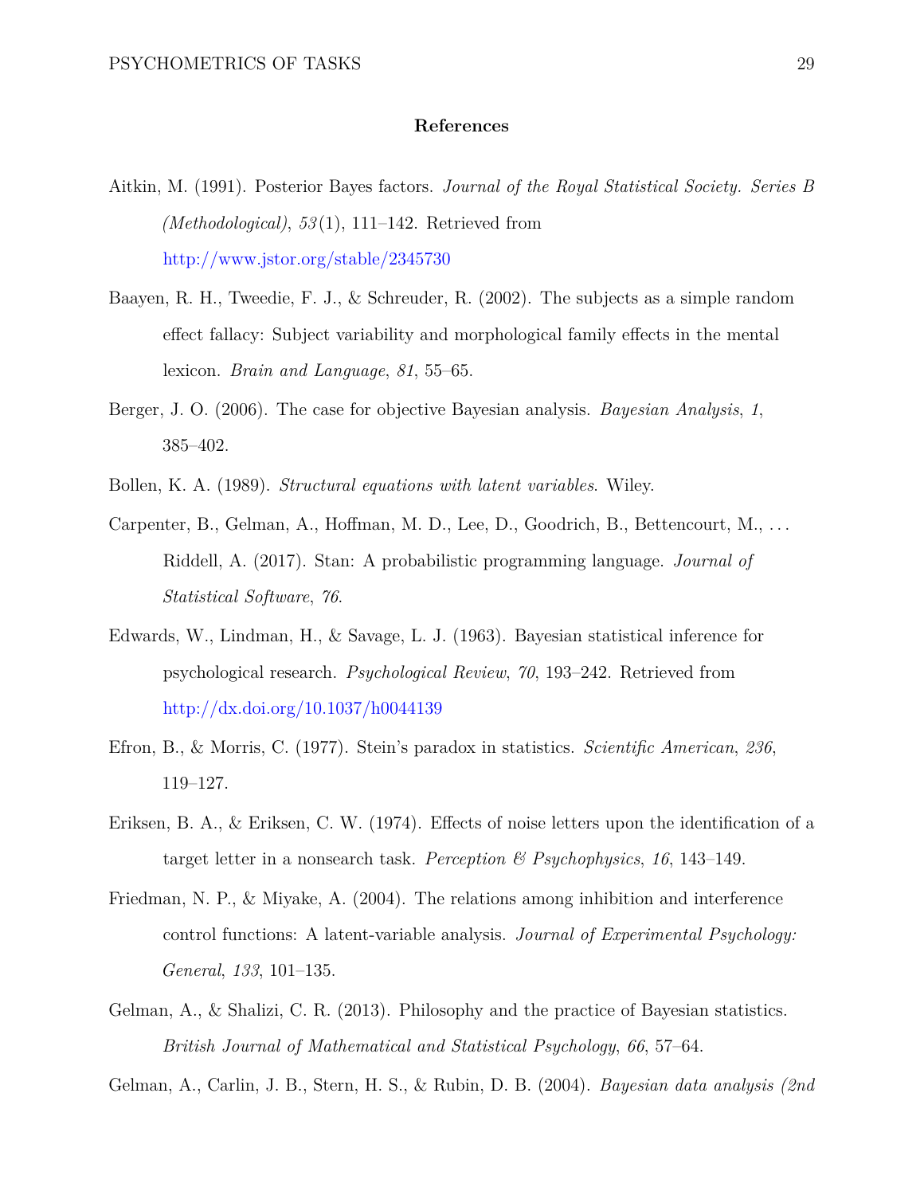# References

Aitkin, M. (1991). Posterior Bayes factors. *Journal of the Royal Statistical Society. Series B (Methodological)*, *53*(1), 111–142. Retrieved from http://www.jstor.org/stable/2345730

Baayen, R. H., Tweedie, F. J., & Schreuder, R. (2002). The subjects as a simple random effect fallacy: Subject variability and morphological family effects in the mental lexicon. *Brain and Language*, *81*, 55–65.

Berger, J. O. (2006). The case for objective Bayesian analysis. *Bayesian Analysis*, *1*, 385–402.

Bollen, K. A. (1989). *Structural equations with latent variables*. Wiley.

Carpenter, B., Gelman, A., Hoffman, M. D., Lee, D., Goodrich, B., Bettencourt, M., … Riddell, A. (2017). Stan: A probabilistic programming language. *Journal of Statistical Software*, *76*.

Edwards, W., Lindman, H., & Savage, L. J. (1963). Bayesian statistical inference for psychological research. *Psychological Review*, *70*, 193–242. Retrieved from http://dx.doi.org/10.1037/h0044139

Efron, B., & Morris, C. (1977). Stein's paradox in statistics. *Scientific American*, *236*, 119–127.

Eriksen, B. A., & Eriksen, C. W. (1974). Effects of noise letters upon the identification of a target letter in a nonsearch task. *Perception & Psychophysics*, *16*, 143–149.

Friedman, N. P., & Miyake, A. (2004). The relations among inhibition and interference control functions: A latent-variable analysis. *Journal of Experimental Psychology: General*, *133*, 101–135.

Gelman, A., & Shalizi, C. R. (2013). Philosophy and the practice of Bayesian statistics. *British Journal of Mathematical and Statistical Psychology*, *66*, 57–64.

Gelman, A., Carlin, J. B., Stern, H. S., & Rubin, D. B. (2004). *Bayesian data analysis (2nd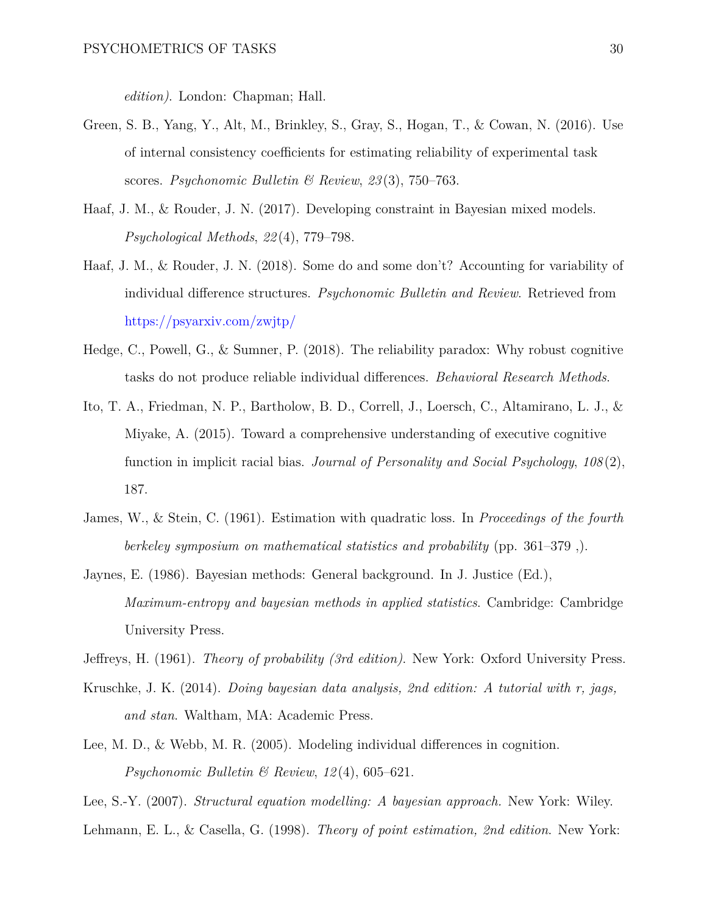*edition)*. London: Chapman; Hall.

Green, S. B., Yang, Y., Alt, M., Brinkley, S., Gray, S., Hogan, T., & Cowan, N. (2016). Use of internal consistency coefficients for estimating reliability of experimental task scores. *Psychonomic Bulletin & Review*, *23*(3), 750–763.

Haaf, J. M., & Rouder, J. N. (2017). Developing constraint in Bayesian mixed models. *Psychological Methods*, *22*(4), 779–798.

Haaf, J. M., & Rouder, J. N. (2018). Some do and some don't? Accounting for variability of individual difference structures. *Psychonomic Bulletin and Review*. Retrieved from https://psyarxiv.com/zwjtp/

Hedge, C., Powell, G., & Sumner, P. (2018). The reliability paradox: Why robust cognitive tasks do not produce reliable individual differences. *Behavioral Research Methods*.

Ito, T. A., Friedman, N. P., Bartholow, B. D., Correll, J., Loersch, C., Altamirano, L. J., & Miyake, A. (2015). Toward a comprehensive understanding of executive cognitive function in implicit racial bias. *Journal of Personality and Social Psychology*, *108*(2), 187.

James, W., & Stein, C. (1961). Estimation with quadratic loss. In *Proceedings of the fourth berkeley symposium on mathematical statistics and probability* (pp. 361–379 ,).

Jaynes, E. (1986). Bayesian methods: General background. In J. Justice (Ed.), *Maximum-entropy and bayesian methods in applied statistics*. Cambridge: Cambridge University Press.

Jeffreys, H. (1961). *Theory of probability (3rd edition)*. New York: Oxford University Press.

Kruschke, J. K. (2014). *Doing bayesian data analysis, 2nd edition: A tutorial with r, jags, and stan*. Waltham, MA: Academic Press.

Lee, M. D., & Webb, M. R. (2005). Modeling individual differences in cognition. *Psychonomic Bulletin & Review*, *12*(4), 605–621.

Lee, S.-Y. (2007). *Structural equation modelling: A bayesian approach*. New York: Wiley.

Lehmann, E. L., & Casella, G. (1998). *Theory of point estimation, 2nd edition*. New York: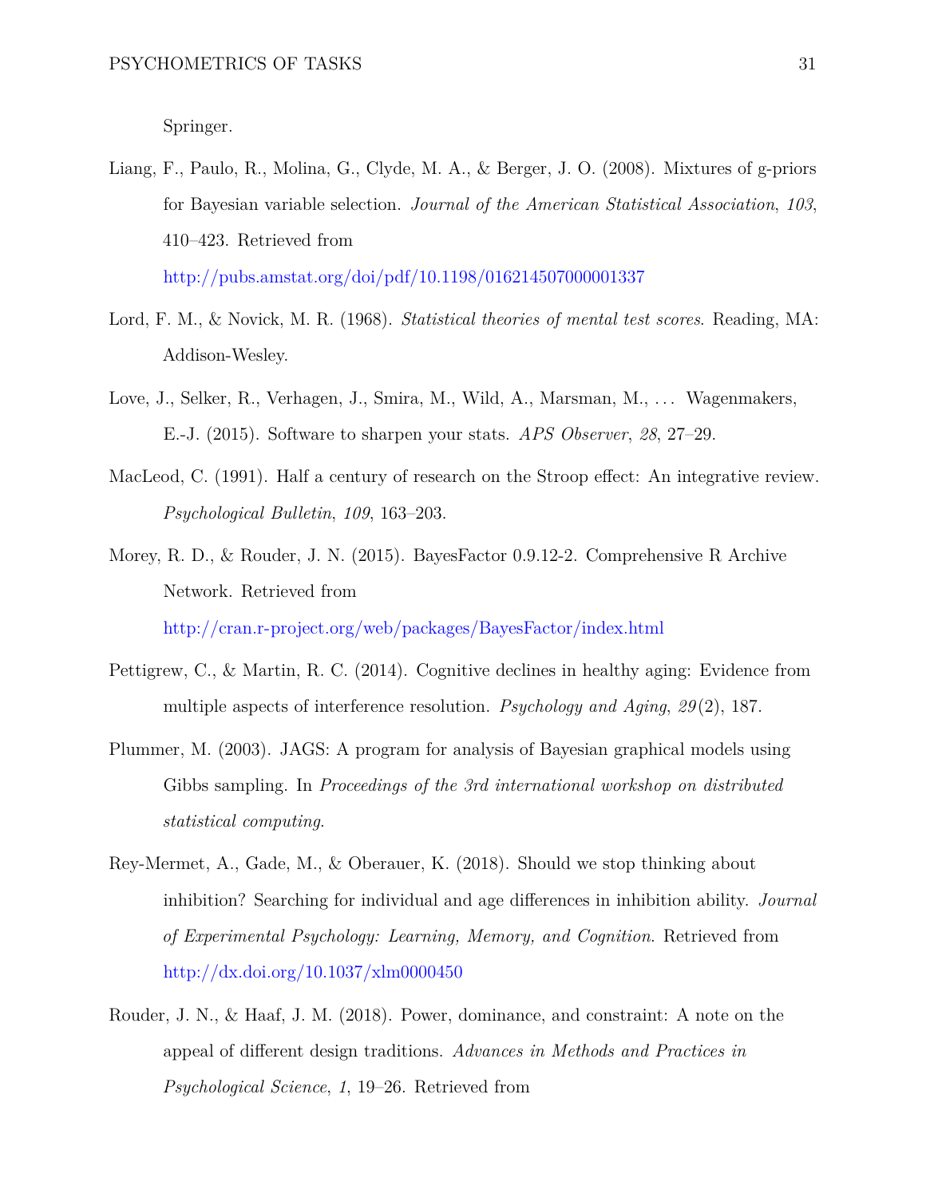Springer.

Liang, F., Paulo, R., Molina, G., Clyde, M. A., & Berger, J. O. (2008). Mixtures of g-priors for Bayesian variable selection. *Journal of the American Statistical Association*, *103*, 410–423. Retrieved from http://pubs.amstat.org/doi/pdf/10.1198/016214507000001337

Lord, F. M., & Novick, M. R. (1968). *Statistical theories of mental test scores*. Reading, MA: Addison-Wesley.

Love, J., Selker, R., Verhagen, J., Smira, M., Wild, A., Marsman, M., ... Wagenmakers, E.-J. (2015). Software to sharpen your stats. *APS Observer*, *28*, 27–29.

MacLeod, C. (1991). Half a century of research on the Stroop effect: An integrative review. *Psychological Bulletin*, *109*, 163–203.

Morey, R. D., & Rouder, J. N. (2015). BayesFactor 0.9.12-2. Comprehensive R Archive Network. Retrieved from http://cran.r-project.org/web/packages/BayesFactor/index.html

Pettigrew, C., & Martin, R. C. (2014). Cognitive declines in healthy aging: Evidence from multiple aspects of interference resolution. *Psychology and Aging*, *29*(2), 187.

Plummer, M. (2003). JAGS: A program for analysis of Bayesian graphical models using Gibbs sampling. In *Proceedings of the 3rd international workshop on distributed statistical computing*.

Rey-Mermet, A., Gade, M., & Oberauer, K. (2018). Should we stop thinking about inhibition? Searching for individual and age differences in inhibition ability. *Journal of Experimental Psychology: Learning, Memory, and Cognition*. Retrieved from http://dx.doi.org/10.1037/xlm0000450

Rouder, J. N., & Haaf, J. M. (2018). Power, dominance, and constraint: A note on the appeal of different design traditions. *Advances in Methods and Practices in Psychological Science*, *1*, 19–26. Retrieved from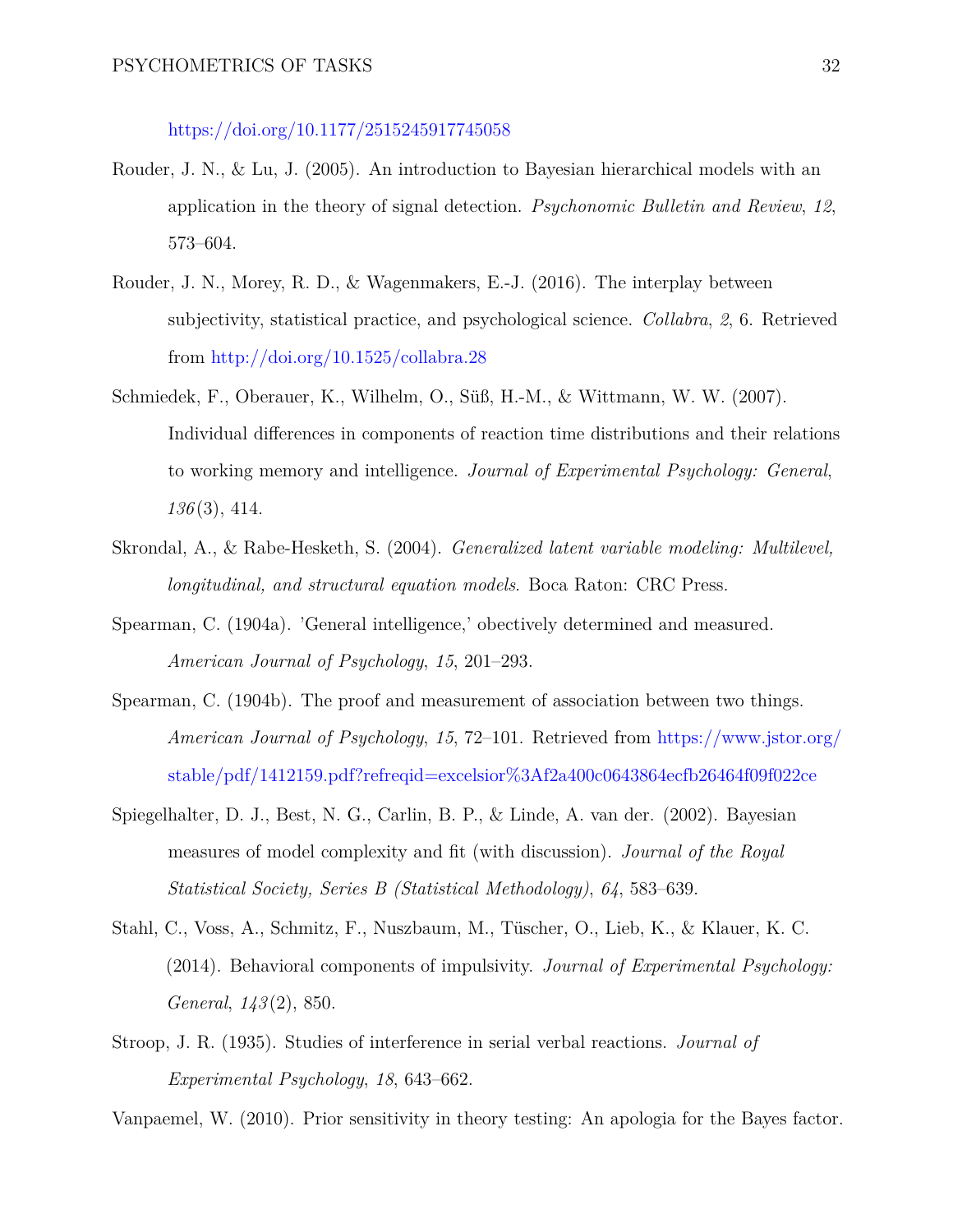https://doi.org/10.1177/2515245917745058

Rouder, J. N., & Lu, J. (2005). An introduction to Bayesian hierarchical models with an application in the theory of signal detection. *Psychonomic Bulletin and Review*, *12*, 573–604.

Rouder, J. N., Morey, R. D., & Wagenmakers, E.-J. (2016). The interplay between subjectivity, statistical practice, and psychological science. *Collabra*, *2*, 6. Retrieved from http://doi.org/10.1525/collabra.28

Schmiedek, F., Oberauer, K., Wilhelm, O., Süß, H.-M., & Wittmann, W. W. (2007). Individual differences in components of reaction time distributions and their relations to working memory and intelligence. *Journal of Experimental Psychology: General*, *136*(3), 414.

Skrondal, A., & Rabe-Hesketh, S. (2004). *Generalized latent variable modeling: Multilevel, longitudinal, and structural equation models*. Boca Raton: CRC Press.

Spearman, C. (1904a). 'General intelligence,' obectively determined and measured. *American Journal of Psychology*, *15*, 201–293.

Spearman, C. (1904b). The proof and measurement of association between two things. *American Journal of Psychology*, *15*, 72–101. Retrieved from https://www.jstor.org/stable/pdf/1412159.pdf?refreqid=excelsior%3Af2a400c0643864ecfb26464f09f022ce

Spiegelhalter, D. J., Best, N. G., Carlin, B. P., & Linde, A. van der. (2002). Bayesian measures of model complexity and fit (with discussion). *Journal of the Royal Statistical Society, Series B (Statistical Methodology)*, *64*, 583–639.

Stahl, C., Voss, A., Schmitz, F., Nuszbaum, M., Tüscher, O., Lieb, K., & Klauer, K. C. (2014). Behavioral components of impulsivity. *Journal of Experimental Psychology: General*, *143*(2), 850.

Stroop, J. R. (1935). Studies of interference in serial verbal reactions. *Journal of Experimental Psychology*, *18*, 643–662.

Vanpaemel, W. (2010). Prior sensitivity in theory testing: An apologia for the Bayes factor.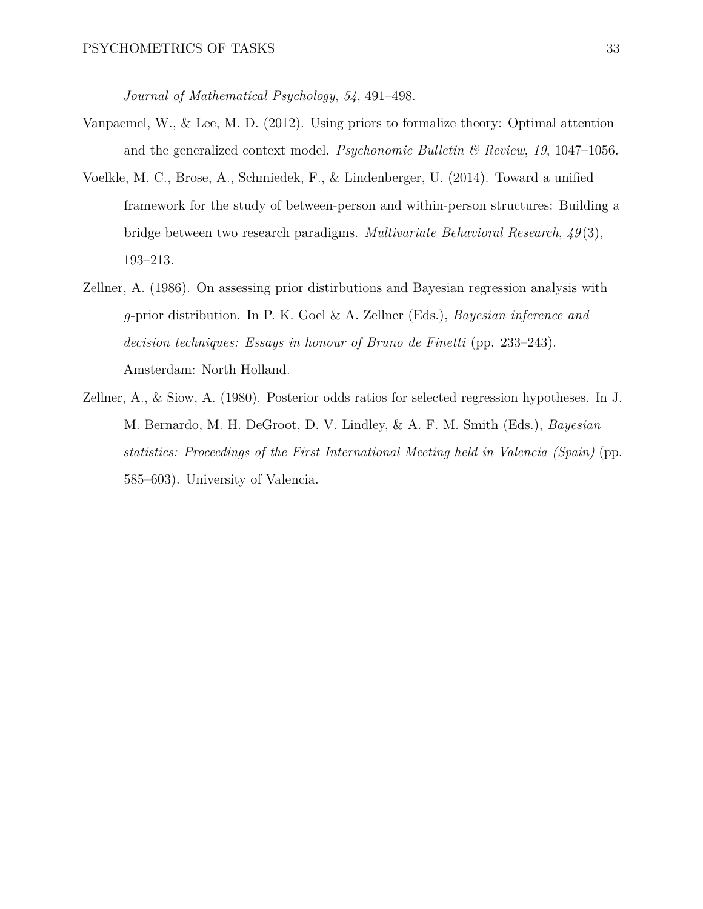*Journal of Mathematical Psychology*, *54*, 491–498.

Vanpaemel, W., & Lee, M. D. (2012). Using priors to formalize theory: Optimal attention and the generalized context model. *Psychonomic Bulletin & Review*, *19*, 1047–1056.

Voelkle, M. C., Brose, A., Schmiedek, F., & Lindenberger, U. (2014). Toward a unified framework for the study of between-person and within-person structures: Building a bridge between two research paradigms. *Multivariate Behavioral Research*, *49*(3), 193–213.

Zellner, A. (1986). On assessing prior distirbutions and Bayesian regression analysis with *g*-prior distribution. In P. K. Goel & A. Zellner (Eds.), *Bayesian inference and decision techniques: Essays in honour of Bruno de Finetti* (pp. 233–243). Amsterdam: North Holland.

Zellner, A., & Siow, A. (1980). Posterior odds ratios for selected regression hypotheses. In J. M. Bernardo, M. H. DeGroot, D. V. Lindley, & A. F. M. Smith (Eds.), *Bayesian statistics: Proceedings of the First International Meeting held in Valencia (Spain)* (pp. 585–603). University of Valencia.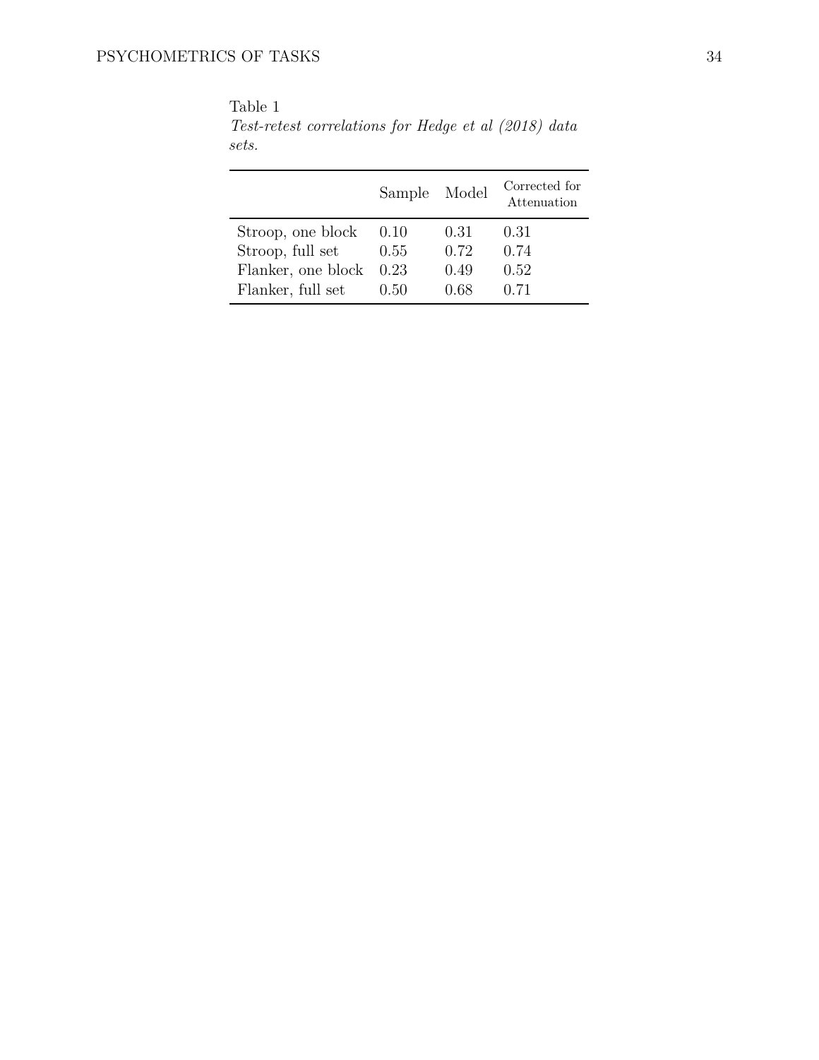Table 1

*Test-retest correlations for Hedge et al (2018) data sets.*

| | Sample | Model | Corrected for Attenuation |
|---|---|---|---|
| Stroop, one block | 0.10 | 0.31 | 0.31 |
| Stroop, full set | 0.55 | 0.72 | 0.74 |
| Flanker, one block | 0.23 | 0.49 | 0.52 |
| Flanker, full set | 0.50 | 0.68 | 0.71 |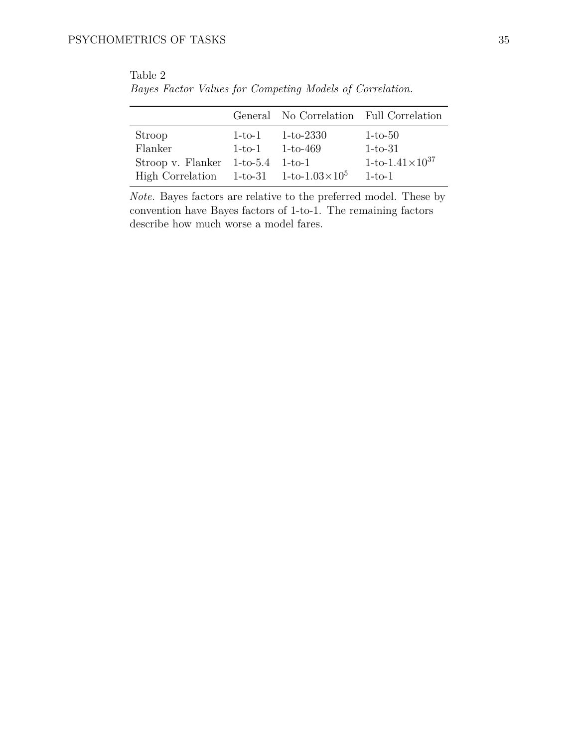Table 2

*Bayes Factor Values for Competing Models of Correlation.*

| | General | No Correlation | Full Correlation |
|---|---|---|---|
| Stroop | 1-to-1 | 1-to-2330 | 1-to-50 |
| Flanker | 1-to-1 | 1-to-469 | 1-to-31 |
| Stroop v. Flanker | 1-to-5.4 | 1-to-1 | 1-to-$1.41\times10^{37}$ |
| High Correlation | 1-to-31 | 1-to-$1.03\times10^{5}$ | 1-to-1 |

*Note.* Bayes factors are relative to the preferred model. These by convention have Bayes factors of 1-to-1. The remaining factors describe how much worse a model fares.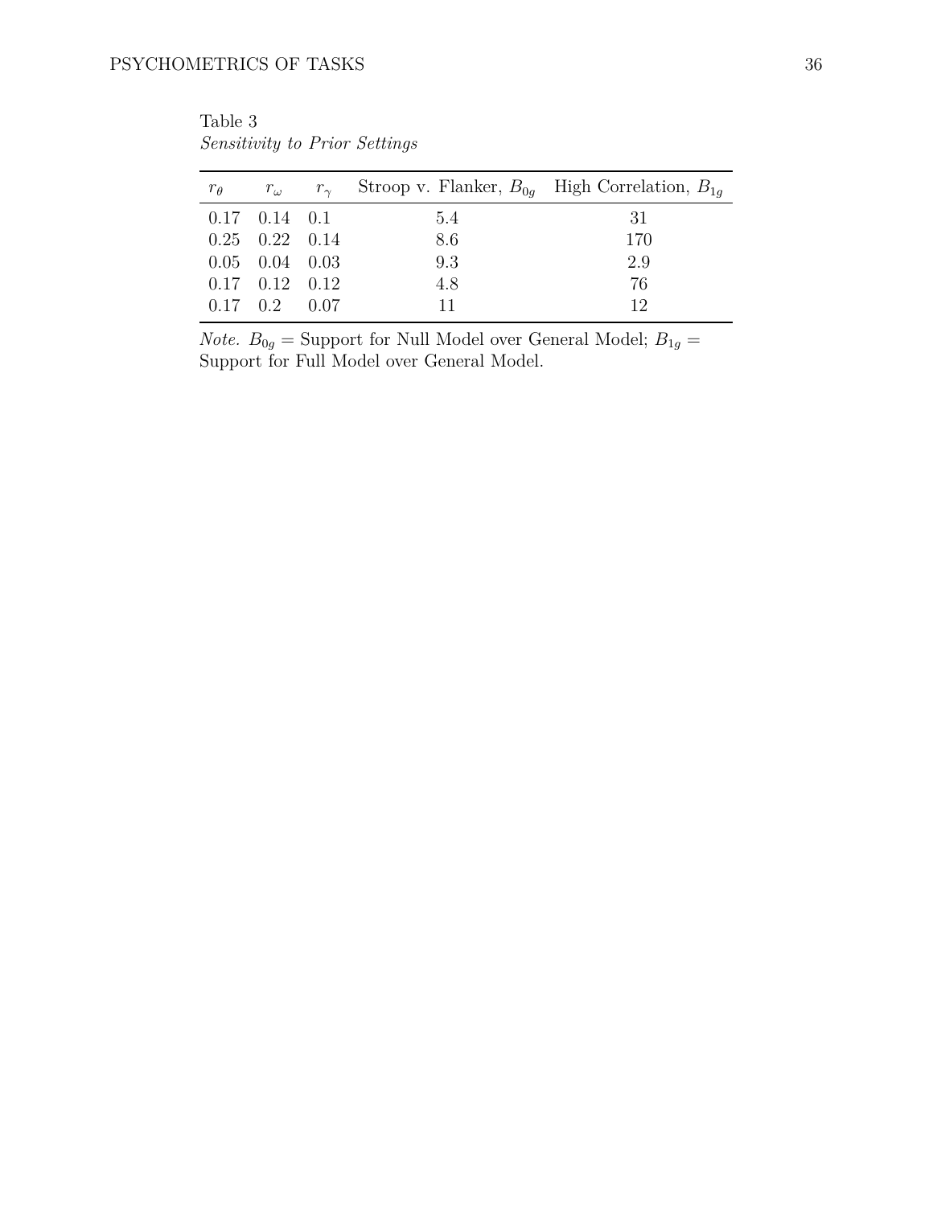Table 3

*Sensitivity to Prior Settings*

| $r_\theta$ | $r_\omega$ | $r_\gamma$ | Stroop v. Flanker, $B_{0g}$ | High Correlation, $B_{1g}$ |
|---|---|---|---|---|
| 0.17 | 0.14 | 0.1 | 5.4 | 31 |
| 0.25 | 0.22 | 0.14 | 8.6 | 170 |
| 0.05 | 0.04 | 0.03 | 9.3 | 2.9 |
| 0.17 | 0.12 | 0.12 | 4.8 | 76 |
| 0.17 | 0.2 | 0.07 | 11 | 12 |

*Note.* $B_{0g}$ = Support for Null Model over General Model; $B_{1g}$ = Support for Full Model over General Model.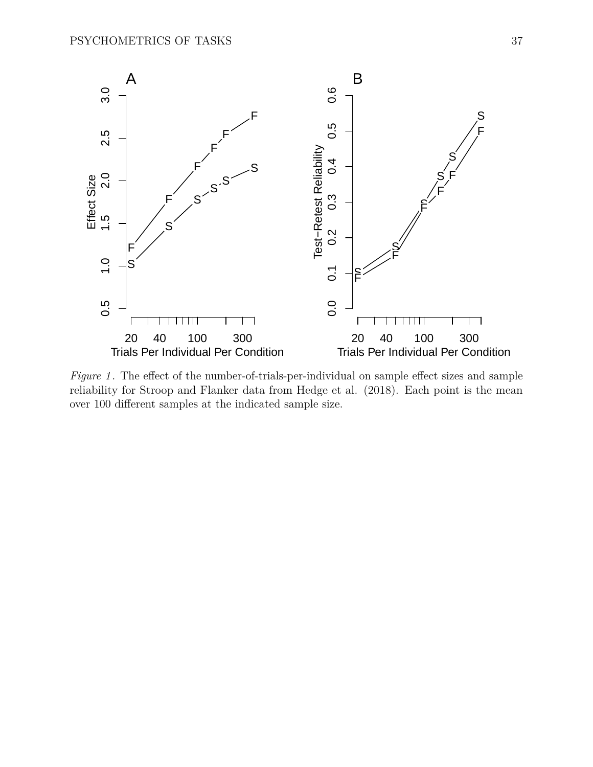*Figure 1*. The effect of the number-of-trials-per-individual on sample effect sizes and sample reliability for Stroop and Flanker data from Hedge et al. (2018). Each point is the mean over 100 different samples at the indicated sample size.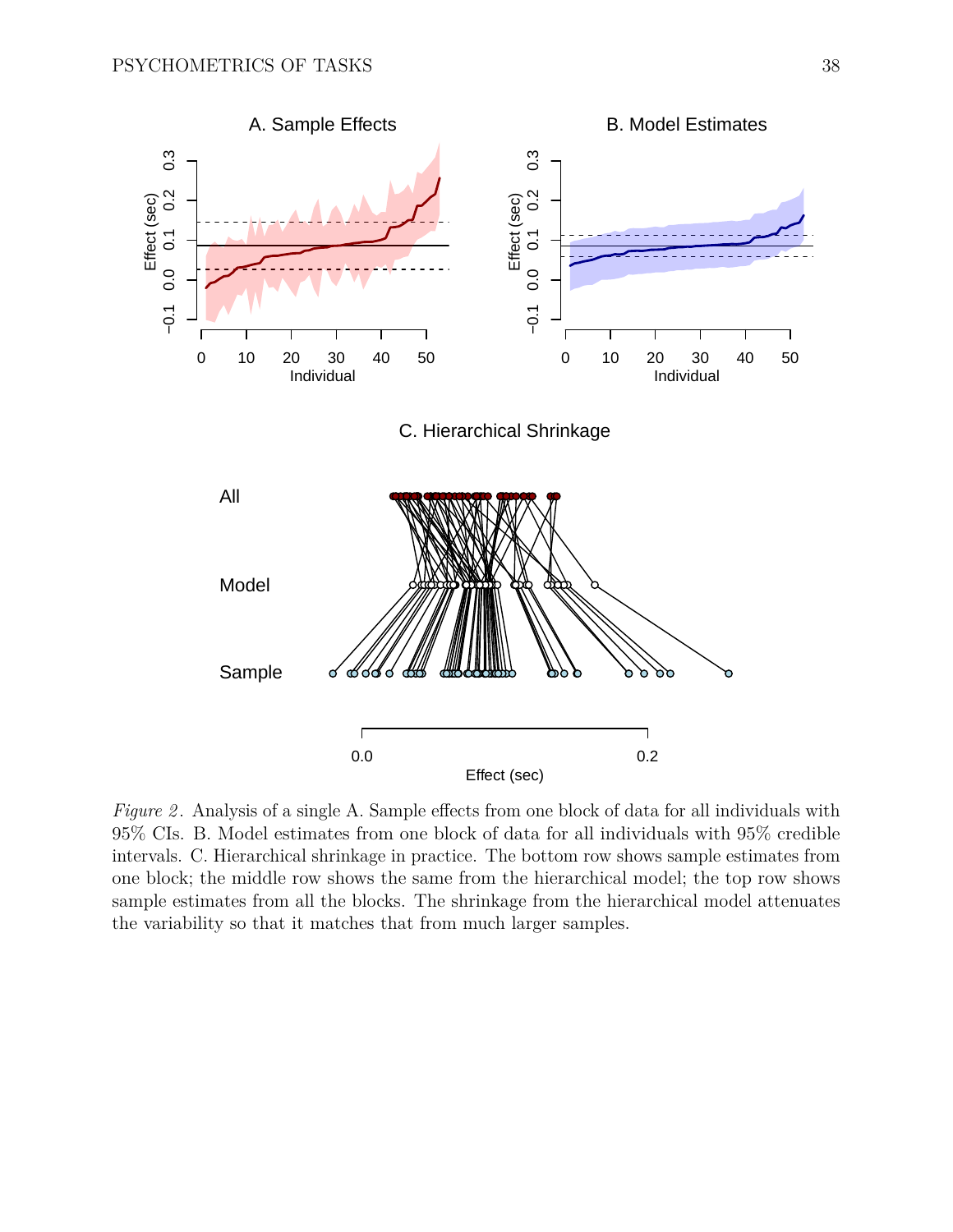*Figure 2*. Analysis of a single A. Sample effects from one block of data for all individuals with 95% CIs. B. Model estimates from one block of data for all individuals with 95% credible intervals. C. Hierarchical shrinkage in practice. The bottom row shows sample estimates from one block; the middle row shows the same from the hierarchical model; the top row shows sample estimates from all the blocks. The shrinkage from the hierarchical model attenuates the variability so that it matches that from much larger samples.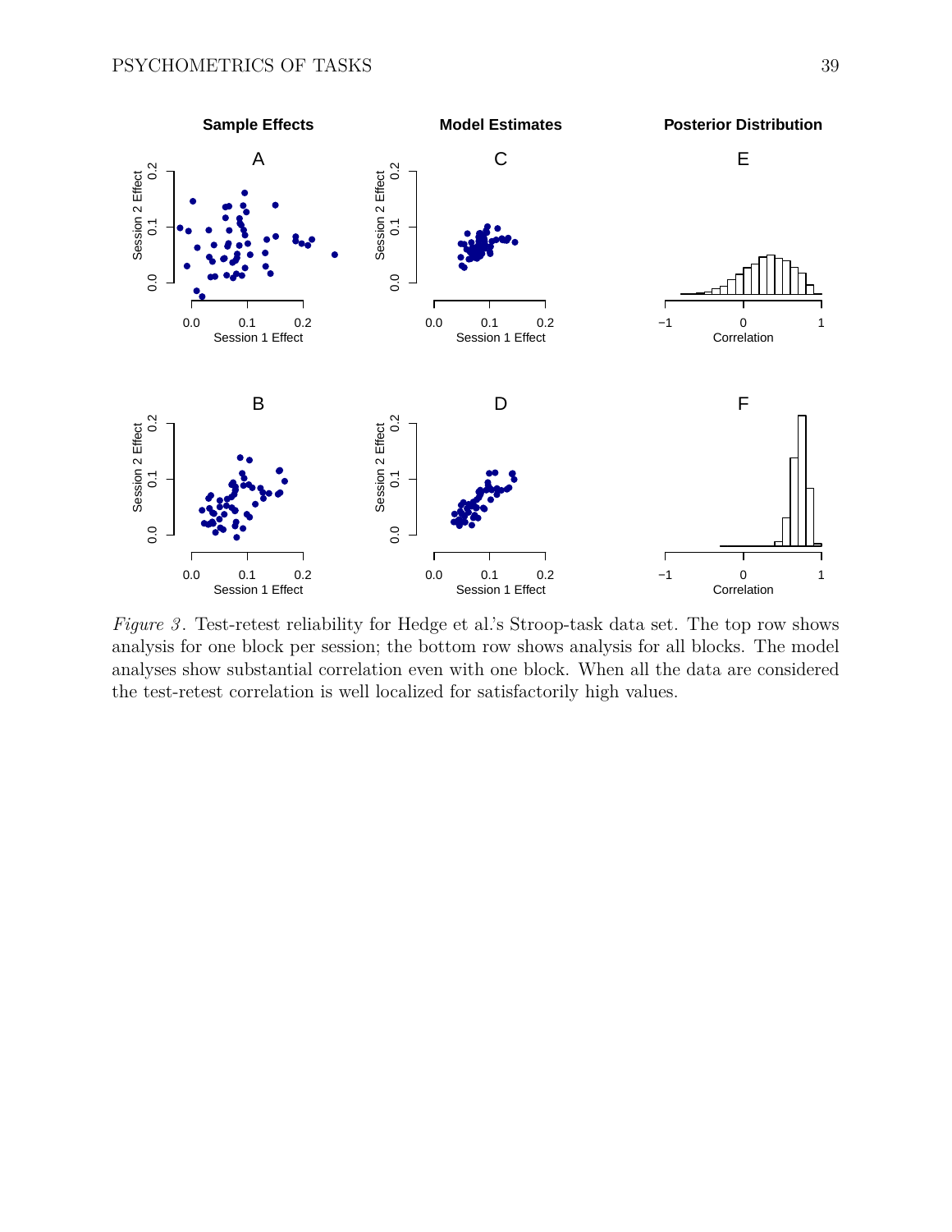*Figure 3*. Test-retest reliability for Hedge et al.'s Stroop-task data set. The top row shows analysis for one block per session; the bottom row shows analysis for all blocks. The model analyses show substantial correlation even with one block. When all the data are considered the test-retest correlation is well localized for satisfactorily high values.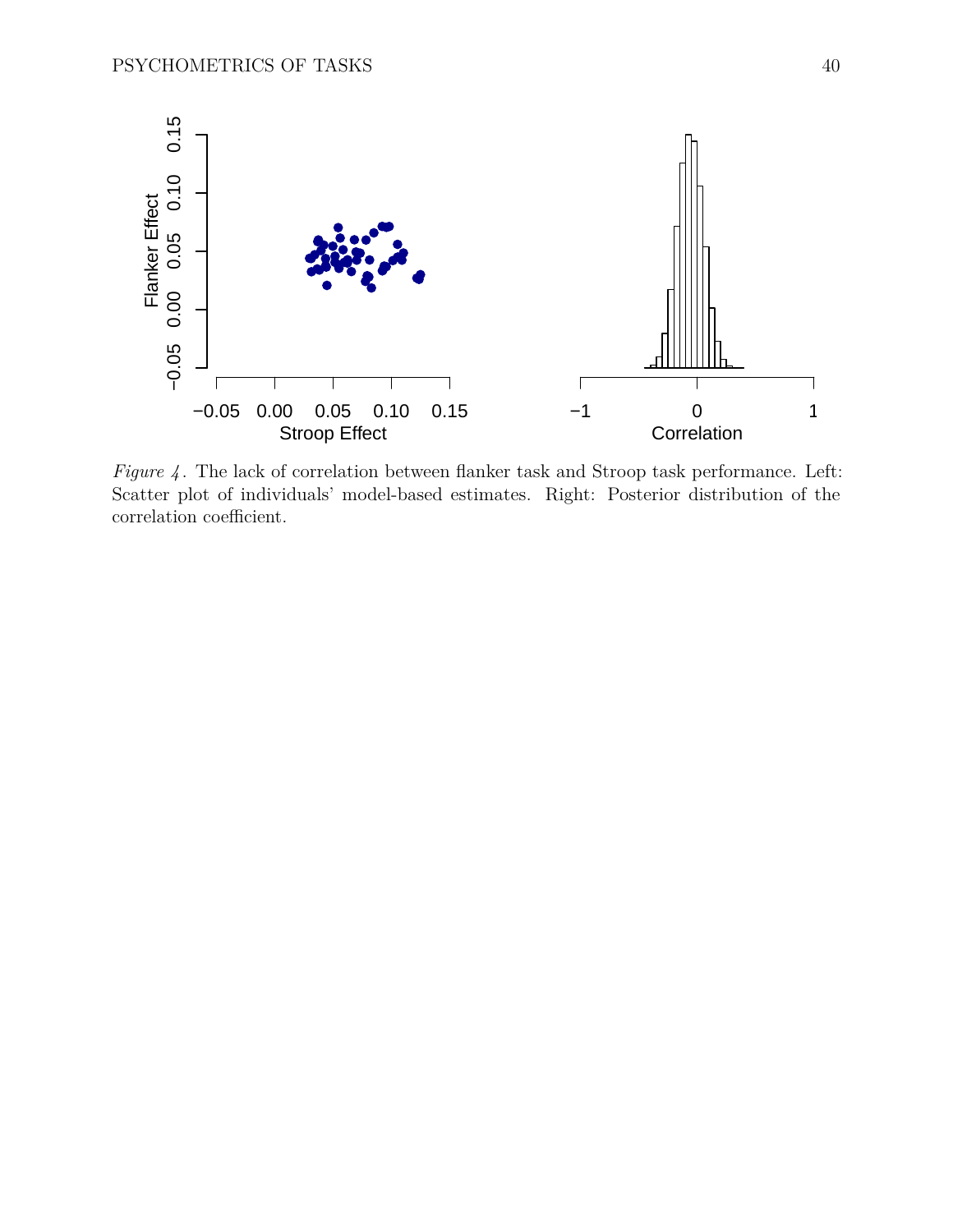*Figure 4*. The lack of correlation between flanker task and Stroop task performance. Left: Scatter plot of individuals' model-based estimates. Right: Posterior distribution of the correlation coefficient.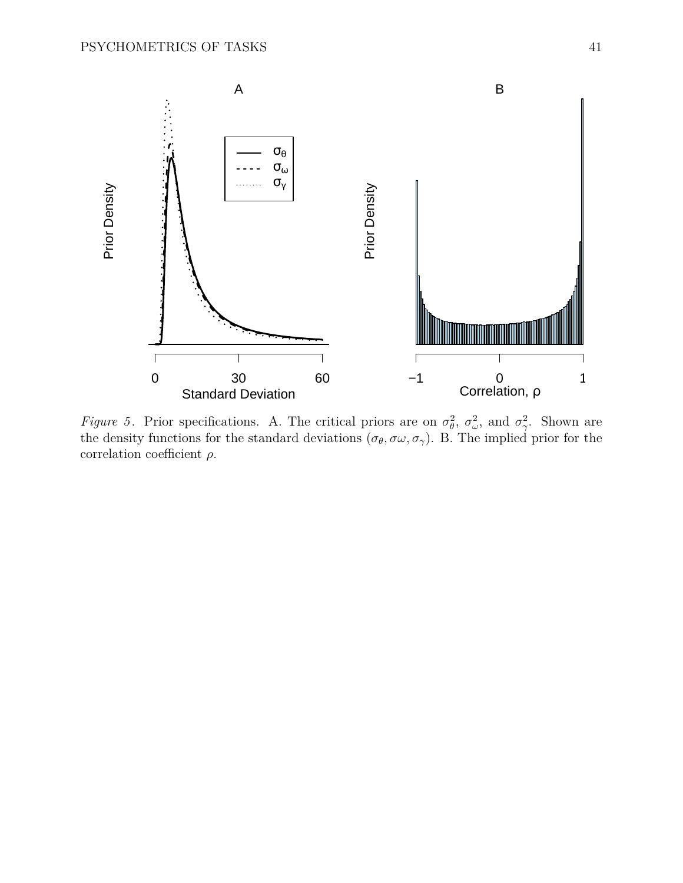A

Prior Density

σθ
σω
σγ

0 30 60

Standard Deviation

B

Prior Density

−1 0 1

Correlation, ρ

*Figure 5*. Prior specifications. A. The critical priors are on $\sigma_\theta^2$, $\sigma_\omega^2$, and $\sigma_\gamma^2$. Shown are the density functions for the standard deviations $(\sigma_\theta, \sigma\omega, \sigma_\gamma)$. B. The implied prior for the correlation coefficient $\rho$.